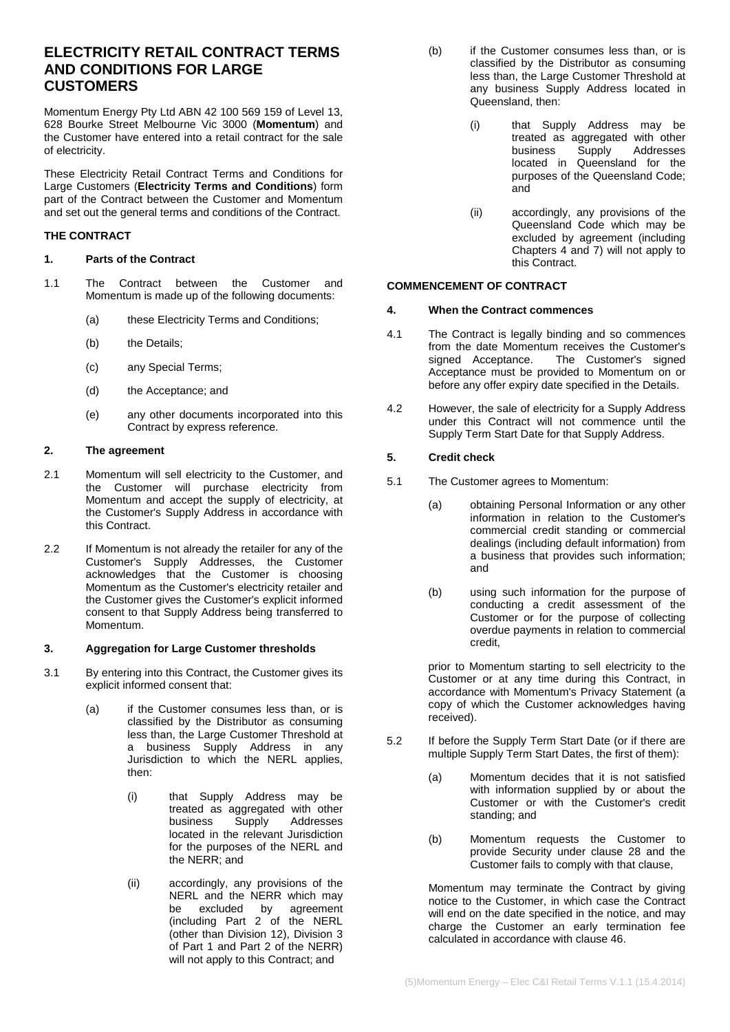# ELECTRICITY RETAIL CONTRACT TERMS AND CONDITIONS FOR LARGE CUSTOMERS

Momentum Energy Pty Ltd ABN 42 100 569 159 of Level 13, 628 Bourke Street Melbourne Vic 3000 (**Momentum**) and the Customer have entered into a retail contract for the sale of electricity.

These Electricity Retail Contract Terms and Conditions for Large Customers (**Electricity Terms and Conditions**) form part of the Contract between the Customer and Momentum and set out the general terms and conditions of the Contract.

## THE CONTRACT

### 1. Parts of the Contract

1.1 The Contract between the Customer and Momentum is made up of the following documents:

- (a) these Electricity Terms and Conditions;
- (b) the Details;
- (c) any Special Terms;
- (d) the Acceptance; and
- (e) any other documents incorporated into this Contract by express reference.

### 2. The agreement

2.1 Momentum will sell electricity to the Customer, and the Customer will purchase electricity from Momentum and accept the supply of electricity, at the Customer's Supply Address in accordance with this Contract.

2.2 If Momentum is not already the retailer for any of the Customer's Supply Addresses, the Customer acknowledges that the Customer is choosing Momentum as the Customer's electricity retailer and the Customer gives the Customer's explicit informed consent to that Supply Address being transferred to Momentum.

### 3. Aggregation for Large Customer thresholds

3.1 By entering into this Contract, the Customer gives its explicit informed consent that:

- (a) if the Customer consumes less than, or is classified by the Distributor as consuming less than, the Large Customer Threshold at a business Supply Address in any Jurisdiction to which the NERL applies, then:
  - (i) that Supply Address may be treated as aggregated with other business Supply Addresses located in the relevant Jurisdiction for the purposes of the NERL and the NERR; and
  - (ii) accordingly, any provisions of the NERL and the NERR which may be excluded by agreement (including Part 2 of the NERL (other than Division 12), Division 3 of Part 1 and Part 2 of the NERR) will not apply to this Contract; and
- (b) if the Customer consumes less than, or is classified by the Distributor as consuming less than, the Large Customer Threshold at any business Supply Address located in Queensland, then:
  - (i) that Supply Address may be treated as aggregated with other business Supply Addresses located in Queensland for the purposes of the Queensland Code; and
  - (ii) accordingly, any provisions of the Queensland Code which may be excluded by agreement (including Chapters 4 and 7) will not apply to this Contract.

## COMMENCEMENT OF CONTRACT

### 4. When the Contract commences

4.1 The Contract is legally binding and so commences from the date Momentum receives the Customer's signed Acceptance. The Customer's signed Acceptance must be provided to Momentum on or before any offer expiry date specified in the Details.

4.2 However, the sale of electricity for a Supply Address under this Contract will not commence until the Supply Term Start Date for that Supply Address.

### 5. Credit check

5.1 The Customer agrees to Momentum:

- (a) obtaining Personal Information or any other information in relation to the Customer's commercial credit standing or commercial dealings (including default information) from a business that provides such information; and
- (b) using such information for the purpose of conducting a credit assessment of the Customer or for the purpose of collecting overdue payments in relation to commercial credit,

prior to Momentum starting to sell electricity to the Customer or at any time during this Contract, in accordance with Momentum's Privacy Statement (a copy of which the Customer acknowledges having received).

5.2 If before the Supply Term Start Date (or if there are multiple Supply Term Start Dates, the first of them):

- (a) Momentum decides that it is not satisfied with information supplied by or about the Customer or with the Customer's credit standing; and
- (b) Momentum requests the Customer to provide Security under clause 28 and the Customer fails to comply with that clause,

Momentum may terminate the Contract by giving notice to the Customer, in which case the Contract will end on the date specified in the notice, and may charge the Customer an early termination fee calculated in accordance with clause 46.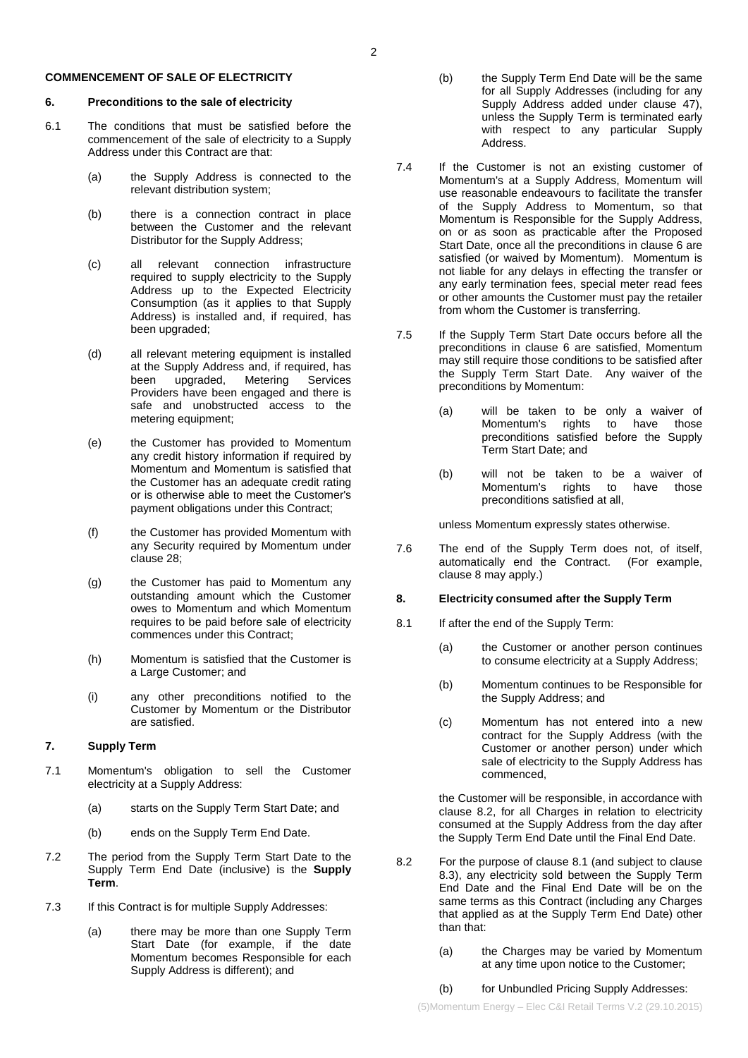## COMMENCEMENT OF SALE OF ELECTRICITY

### 6. Preconditions to the sale of electricity

6.1 The conditions that must be satisfied before the commencement of the sale of electricity to a Supply Address under this Contract are that:

(a) the Supply Address is connected to the relevant distribution system;

(b) there is a connection contract in place between the Customer and the relevant Distributor for the Supply Address;

(c) all relevant connection infrastructure required to supply electricity to the Supply Address up to the Expected Electricity Consumption (as it applies to that Supply Address) is installed and, if required, has been upgraded;

(d) all relevant metering equipment is installed at the Supply Address and, if required, has been upgraded, Metering Services Providers have been engaged and there is safe and unobstructed access to the metering equipment;

(e) the Customer has provided to Momentum any credit history information if required by Momentum and Momentum is satisfied that the Customer has an adequate credit rating or is otherwise able to meet the Customer's payment obligations under this Contract;

(f) the Customer has provided Momentum with any Security required by Momentum under clause 28;

(g) the Customer has paid to Momentum any outstanding amount which the Customer owes to Momentum and which Momentum requires to be paid before sale of electricity commences under this Contract;

(h) Momentum is satisfied that the Customer is a Large Customer; and

(i) any other preconditions notified to the Customer by Momentum or the Distributor are satisfied.

### 7. Supply Term

7.1 Momentum's obligation to sell the Customer electricity at a Supply Address:

(a) starts on the Supply Term Start Date; and

(b) ends on the Supply Term End Date.

7.2 The period from the Supply Term Start Date to the Supply Term End Date (inclusive) is the **Supply Term**.

7.3 If this Contract is for multiple Supply Addresses:

(a) there may be more than one Supply Term Start Date (for example, if the date Momentum becomes Responsible for each Supply Address is different); and

(b) the Supply Term End Date will be the same for all Supply Addresses (including for any Supply Address added under clause 47), unless the Supply Term is terminated early with respect to any particular Supply Address.

7.4 If the Customer is not an existing customer of Momentum's at a Supply Address, Momentum will use reasonable endeavours to facilitate the transfer of the Supply Address to Momentum, so that Momentum is Responsible for the Supply Address, on or as soon as practicable after the Proposed Start Date, once all the preconditions in clause 6 are satisfied (or waived by Momentum). Momentum is not liable for any delays in effecting the transfer or any early termination fees, special meter read fees or other amounts the Customer must pay the retailer from whom the Customer is transferring.

7.5 If the Supply Term Start Date occurs before all the preconditions in clause 6 are satisfied, Momentum may still require those conditions to be satisfied after the Supply Term Start Date. Any waiver of the preconditions by Momentum:

(a) will be taken to be only a waiver of Momentum's rights to have those preconditions satisfied before the Supply Term Start Date; and

(b) will not be taken to be a waiver of Momentum's rights to have those preconditions satisfied at all,

unless Momentum expressly states otherwise.

7.6 The end of the Supply Term does not, of itself, automatically end the Contract. (For example, clause 8 may apply.)

### 8. Electricity consumed after the Supply Term

8.1 If after the end of the Supply Term:

(a) the Customer or another person continues to consume electricity at a Supply Address;

(b) Momentum continues to be Responsible for the Supply Address; and

(c) Momentum has not entered into a new contract for the Supply Address (with the Customer or another person) under which sale of electricity to the Supply Address has commenced,

the Customer will be responsible, in accordance with clause 8.2, for all Charges in relation to electricity consumed at the Supply Address from the day after the Supply Term End Date until the Final End Date.

8.2 For the purpose of clause 8.1 (and subject to clause 8.3), any electricity sold between the Supply Term End Date and the Final End Date will be on the same terms as this Contract (including any Charges that applied as at the Supply Term End Date) other than that:

(a) the Charges may be varied by Momentum at any time upon notice to the Customer;

(b) for Unbundled Pricing Supply Addresses: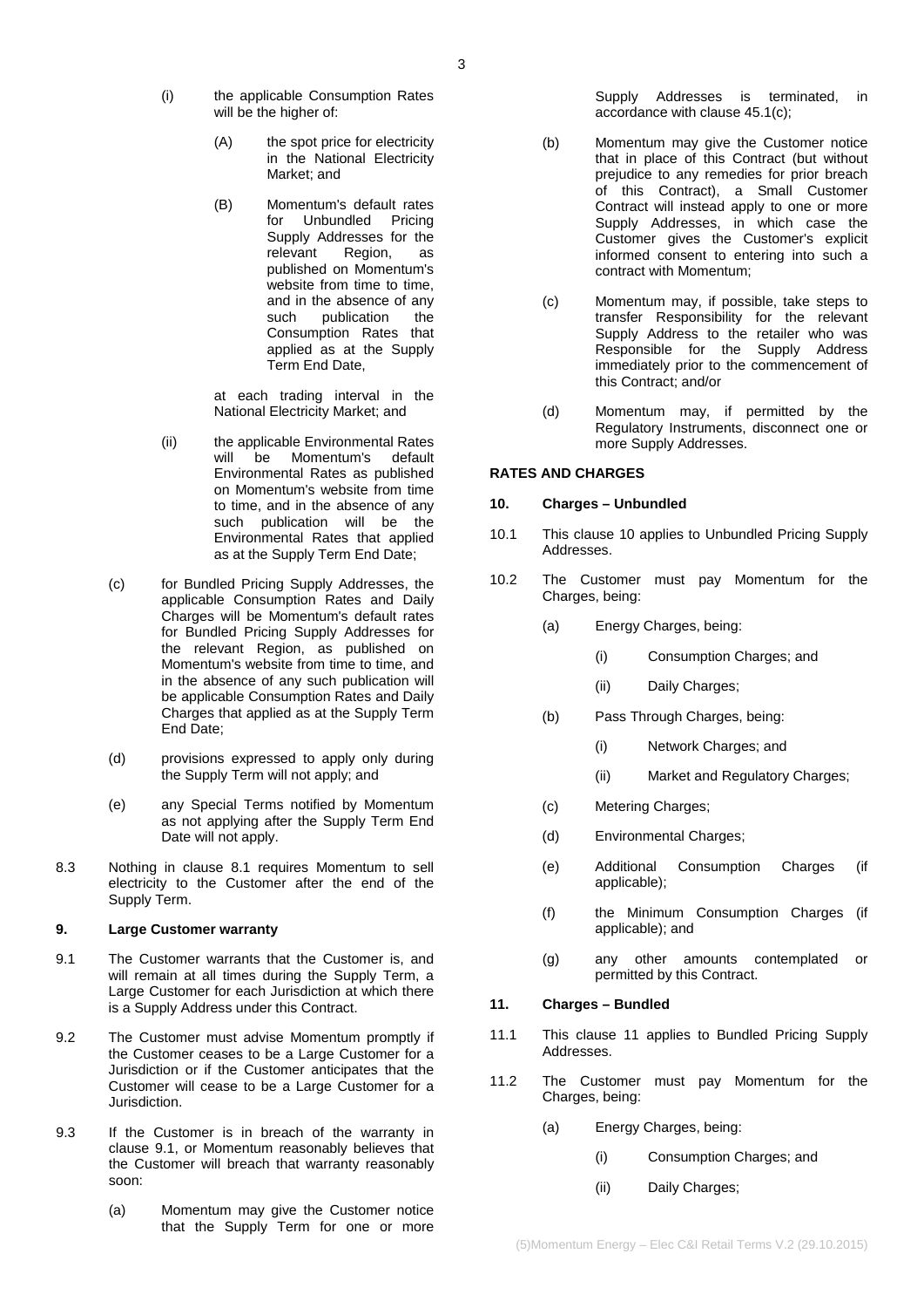(i) the applicable Consumption Rates will be the higher of:

(A) the spot price for electricity in the National Electricity Market; and

(B) Momentum's default rates for Unbundled Pricing Supply Addresses for the relevant Region, as published on Momentum's website from time to time, and in the absence of any such publication the Consumption Rates that applied as at the Supply Term End Date,

at each trading interval in the National Electricity Market; and

(ii) the applicable Environmental Rates will be Momentum's default Environmental Rates as published on Momentum's website from time to time, and in the absence of any such publication will be the Environmental Rates that applied as at the Supply Term End Date;

(c) for Bundled Pricing Supply Addresses, the applicable Consumption Rates and Daily Charges will be Momentum's default rates for Bundled Pricing Supply Addresses for the relevant Region, as published on Momentum's website from time to time, and in the absence of any such publication will be applicable Consumption Rates and Daily Charges that applied as at the Supply Term End Date;

(d) provisions expressed to apply only during the Supply Term will not apply; and

(e) any Special Terms notified by Momentum as not applying after the Supply Term End Date will not apply.

8.3 Nothing in clause 8.1 requires Momentum to sell electricity to the Customer after the end of the Supply Term.

**9. Large Customer warranty**

9.1 The Customer warrants that the Customer is, and will remain at all times during the Supply Term, a Large Customer for each Jurisdiction at which there is a Supply Address under this Contract.

9.2 The Customer must advise Momentum promptly if the Customer ceases to be a Large Customer for a Jurisdiction or if the Customer anticipates that the Customer will cease to be a Large Customer for a Jurisdiction.

9.3 If the Customer is in breach of the warranty in clause 9.1, or Momentum reasonably believes that the Customer will breach that warranty reasonably soon:

(a) Momentum may give the Customer notice that the Supply Term for one or more Supply Addresses is terminated, in accordance with clause 45.1(c);

(b) Momentum may give the Customer notice that in place of this Contract (but without prejudice to any remedies for prior breach of this Contract), a Small Customer Contract will instead apply to one or more Supply Addresses, in which case the Customer gives the Customer's explicit informed consent to entering into such a contract with Momentum;

(c) Momentum may, if possible, take steps to transfer Responsibility for the relevant Supply Address to the retailer who was Responsible for the Supply Address immediately prior to the commencement of this Contract; and/or

(d) Momentum may, if permitted by the Regulatory Instruments, disconnect one or more Supply Addresses.

**RATES AND CHARGES**

**10. Charges – Unbundled**

10.1 This clause 10 applies to Unbundled Pricing Supply Addresses.

10.2 The Customer must pay Momentum for the Charges, being:

(a) Energy Charges, being:

(i) Consumption Charges; and

(ii) Daily Charges;

(b) Pass Through Charges, being:

(i) Network Charges; and

(ii) Market and Regulatory Charges;

(c) Metering Charges;

(d) Environmental Charges;

(e) Additional Consumption Charges (if applicable);

(f) the Minimum Consumption Charges (if applicable); and

(g) any other amounts contemplated or permitted by this Contract.

**11. Charges – Bundled**

11.1 This clause 11 applies to Bundled Pricing Supply Addresses.

11.2 The Customer must pay Momentum for the Charges, being:

(a) Energy Charges, being:

(i) Consumption Charges; and

(ii) Daily Charges;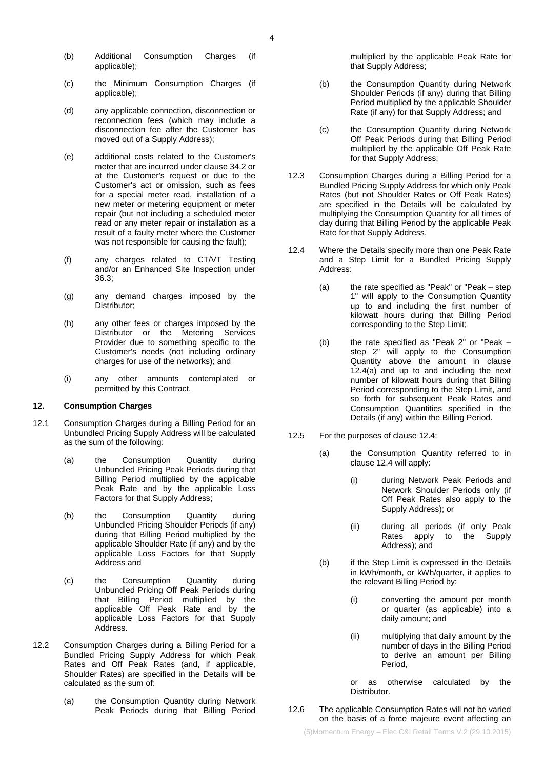(b) Additional Consumption Charges (if applicable);

(c) the Minimum Consumption Charges (if applicable);

(d) any applicable connection, disconnection or reconnection fees (which may include a disconnection fee after the Customer has moved out of a Supply Address);

(e) additional costs related to the Customer's meter that are incurred under clause 34.2 or at the Customer's request or due to the Customer's act or omission, such as fees for a special meter read, installation of a new meter or metering equipment or meter repair (but not including a scheduled meter read or any meter repair or installation as a result of a faulty meter where the Customer was not responsible for causing the fault);

(f) any charges related to CT/VT Testing and/or an Enhanced Site Inspection under 36.3;

(g) any demand charges imposed by the Distributor;

(h) any other fees or charges imposed by the Distributor or the Metering Services Provider due to something specific to the Customer's needs (not including ordinary charges for use of the networks); and

(i) any other amounts contemplated or permitted by this Contract.

## 12. Consumption Charges

12.1 Consumption Charges during a Billing Period for an Unbundled Pricing Supply Address will be calculated as the sum of the following:

(a) the Consumption Quantity during Unbundled Pricing Peak Periods during that Billing Period multiplied by the applicable Peak Rate and by the applicable Loss Factors for that Supply Address;

(b) the Consumption Quantity during Unbundled Pricing Shoulder Periods (if any) during that Billing Period multiplied by the applicable Shoulder Rate (if any) and by the applicable Loss Factors for that Supply Address and

(c) the Consumption Quantity during Unbundled Pricing Off Peak Periods during that Billing Period multiplied by the applicable Off Peak Rate and by the applicable Loss Factors for that Supply Address.

12.2 Consumption Charges during a Billing Period for a Bundled Pricing Supply Address for which Peak Rates and Off Peak Rates (and, if applicable, Shoulder Rates) are specified in the Details will be calculated as the sum of:

(a) the Consumption Quantity during Network Peak Periods during that Billing Period multiplied by the applicable Peak Rate for that Supply Address;

(b) the Consumption Quantity during Network Shoulder Periods (if any) during that Billing Period multiplied by the applicable Shoulder Rate (if any) for that Supply Address; and

(c) the Consumption Quantity during Network Off Peak Periods during that Billing Period multiplied by the applicable Off Peak Rate for that Supply Address;

12.3 Consumption Charges during a Billing Period for a Bundled Pricing Supply Address for which only Peak Rates (but not Shoulder Rates or Off Peak Rates) are specified in the Details will be calculated by multiplying the Consumption Quantity for all times of day during that Billing Period by the applicable Peak Rate for that Supply Address.

12.4 Where the Details specify more than one Peak Rate and a Step Limit for a Bundled Pricing Supply Address:

(a) the rate specified as "Peak" or "Peak – step 1" will apply to the Consumption Quantity up to and including the first number of kilowatt hours during that Billing Period corresponding to the Step Limit;

(b) the rate specified as "Peak 2" or "Peak – step 2" will apply to the Consumption Quantity above the amount in clause 12.4(a) and up to and including the next number of kilowatt hours during that Billing Period corresponding to the Step Limit, and so forth for subsequent Peak Rates and Consumption Quantities specified in the Details (if any) within the Billing Period.

12.5 For the purposes of clause 12.4:

(a) the Consumption Quantity referred to in clause 12.4 will apply:

(i) during Network Peak Periods and Network Shoulder Periods only (if Off Peak Rates also apply to the Supply Address); or

(ii) during all periods (if only Peak Rates apply to the Supply Address); and

(b) if the Step Limit is expressed in the Details in kWh/month, or kWh/quarter, it applies to the relevant Billing Period by:

(i) converting the amount per month or quarter (as applicable) into a daily amount; and

(ii) multiplying that daily amount by the number of days in the Billing Period to derive an amount per Billing Period,

or as otherwise calculated by the Distributor.

12.6 The applicable Consumption Rates will not be varied on the basis of a force majeure event affecting an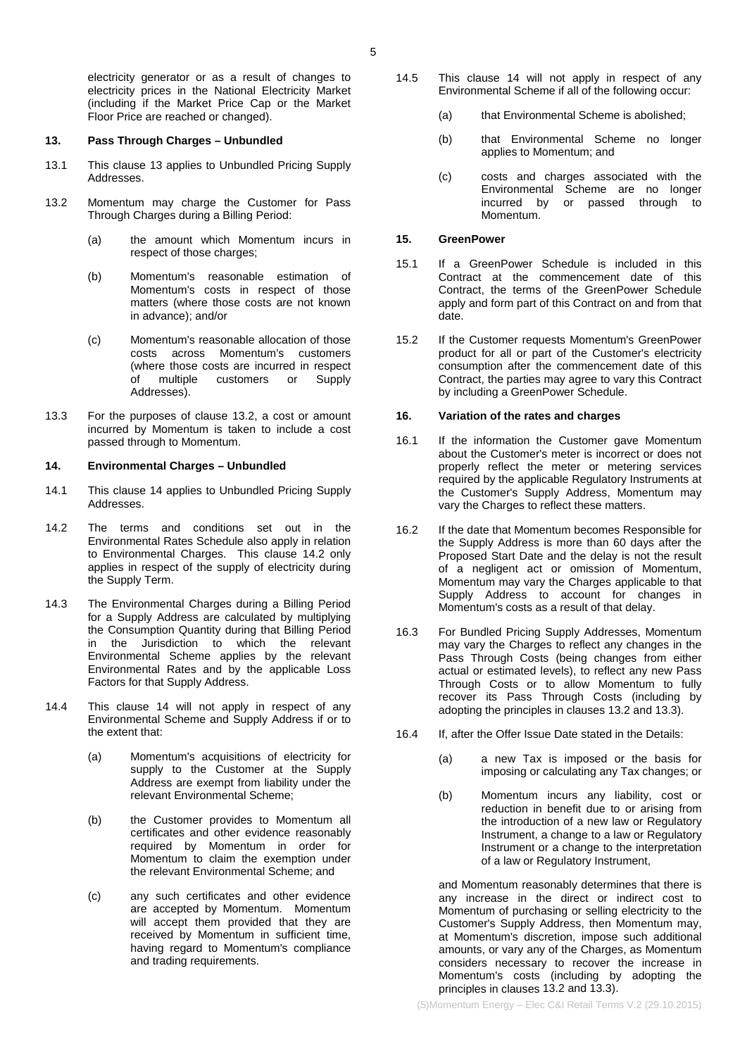electricity generator or as a result of changes to electricity prices in the National Electricity Market (including if the Market Price Cap or the Market Floor Price are reached or changed).

**13. Pass Through Charges – Unbundled**

13.1 This clause 13 applies to Unbundled Pricing Supply Addresses.

13.2 Momentum may charge the Customer for Pass Through Charges during a Billing Period:

(a) the amount which Momentum incurs in respect of those charges;

(b) Momentum's reasonable estimation of Momentum's costs in respect of those matters (where those costs are not known in advance); and/or

(c) Momentum's reasonable allocation of those costs across Momentum's customers (where those costs are incurred in respect of multiple customers or Supply Addresses).

13.3 For the purposes of clause 13.2, a cost or amount incurred by Momentum is taken to include a cost passed through to Momentum.

**14. Environmental Charges – Unbundled**

14.1 This clause 14 applies to Unbundled Pricing Supply Addresses.

14.2 The terms and conditions set out in the Environmental Rates Schedule also apply in relation to Environmental Charges. This clause 14.2 only applies in respect of the supply of electricity during the Supply Term.

14.3 The Environmental Charges during a Billing Period for a Supply Address are calculated by multiplying the Consumption Quantity during that Billing Period in the Jurisdiction to which the relevant Environmental Scheme applies by the relevant Environmental Rates and by the applicable Loss Factors for that Supply Address.

14.4 This clause 14 will not apply in respect of any Environmental Scheme and Supply Address if or to the extent that:

(a) Momentum's acquisitions of electricity for supply to the Customer at the Supply Address are exempt from liability under the relevant Environmental Scheme;

(b) the Customer provides to Momentum all certificates and other evidence reasonably required by Momentum in order for Momentum to claim the exemption under the relevant Environmental Scheme; and

(c) any such certificates and other evidence are accepted by Momentum. Momentum will accept them provided that they are received by Momentum in sufficient time, having regard to Momentum's compliance and trading requirements.

14.5 This clause 14 will not apply in respect of any Environmental Scheme if all of the following occur:

(a) that Environmental Scheme is abolished;

(b) that Environmental Scheme no longer applies to Momentum; and

(c) costs and charges associated with the Environmental Scheme are no longer incurred by or passed through to Momentum.

**15. GreenPower**

15.1 If a GreenPower Schedule is included in this Contract at the commencement date of this Contract, the terms of the GreenPower Schedule apply and form part of this Contract on and from that date.

15.2 If the Customer requests Momentum's GreenPower product for all or part of the Customer's electricity consumption after the commencement date of this Contract, the parties may agree to vary this Contract by including a GreenPower Schedule.

**16. Variation of the rates and charges**

16.1 If the information the Customer gave Momentum about the Customer's meter is incorrect or does not properly reflect the meter or metering services required by the applicable Regulatory Instruments at the Customer's Supply Address, Momentum may vary the Charges to reflect these matters.

16.2 If the date that Momentum becomes Responsible for the Supply Address is more than 60 days after the Proposed Start Date and the delay is not the result of a negligent act or omission of Momentum, Momentum may vary the Charges applicable to that Supply Address to account for changes in Momentum's costs as a result of that delay.

16.3 For Bundled Pricing Supply Addresses, Momentum may vary the Charges to reflect any changes in the Pass Through Costs (being changes from either actual or estimated levels), to reflect any new Pass Through Costs or to allow Momentum to fully recover its Pass Through Costs (including by adopting the principles in clauses 13.2 and 13.3).

16.4 If, after the Offer Issue Date stated in the Details:

(a) a new Tax is imposed or the basis for imposing or calculating any Tax changes; or

(b) Momentum incurs any liability, cost or reduction in benefit due to or arising from the introduction of a new law or Regulatory Instrument, a change to a law or Regulatory Instrument or a change to the interpretation of a law or Regulatory Instrument,

and Momentum reasonably determines that there is any increase in the direct or indirect cost to Momentum of purchasing or selling electricity to the Customer's Supply Address, then Momentum may, at Momentum's discretion, impose such additional amounts, or vary any of the Charges, as Momentum considers necessary to recover the increase in Momentum's costs (including by adopting the principles in clauses 13.2 and 13.3).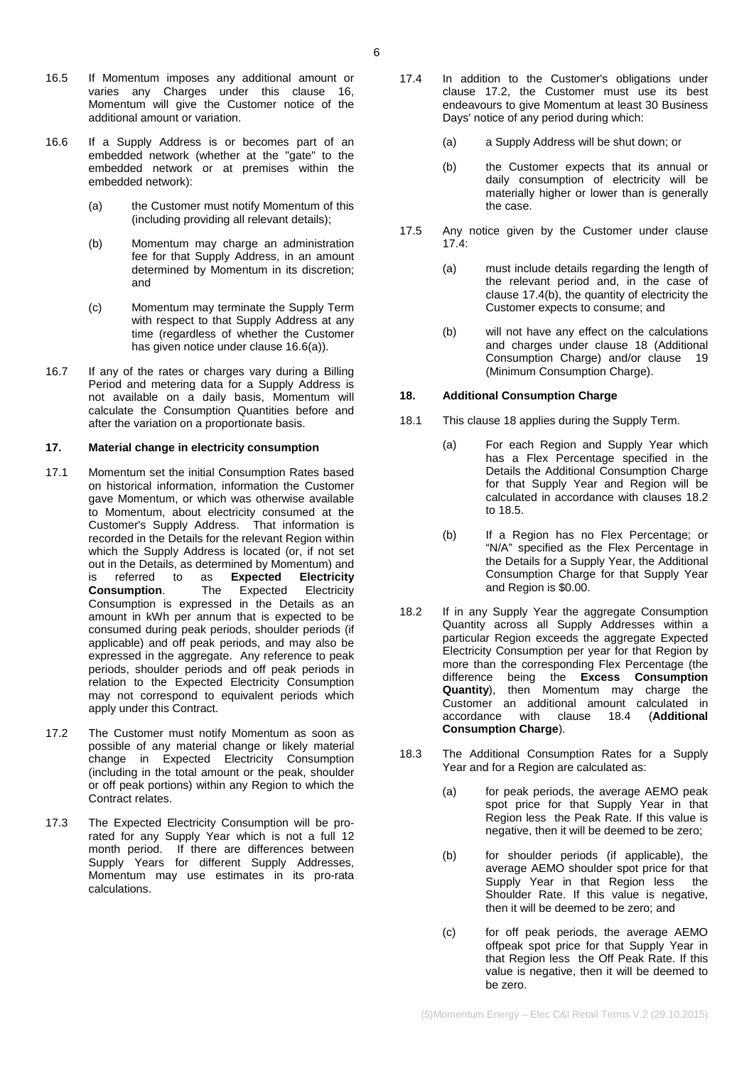16.5 If Momentum imposes any additional amount or varies any Charges under this clause 16, Momentum will give the Customer notice of the additional amount or variation.

16.6 If a Supply Address is or becomes part of an embedded network (whether at the "gate" to the embedded network or at premises within the embedded network):

(a) the Customer must notify Momentum of this (including providing all relevant details);

(b) Momentum may charge an administration fee for that Supply Address, in an amount determined by Momentum in its discretion; and

(c) Momentum may terminate the Supply Term with respect to that Supply Address at any time (regardless of whether the Customer has given notice under clause 16.6(a)).

16.7 If any of the rates or charges vary during a Billing Period and metering data for a Supply Address is not available on a daily basis, Momentum will calculate the Consumption Quantities before and after the variation on a proportionate basis.

## 17. Material change in electricity consumption

17.1 Momentum set the initial Consumption Rates based on historical information, information the Customer gave Momentum, or which was otherwise available to Momentum, about electricity consumed at the Customer's Supply Address. That information is recorded in the Details for the relevant Region within which the Supply Address is located (or, if not set out in the Details, as determined by Momentum) and is referred to as **Expected Electricity Consumption**. The Expected Electricity Consumption is expressed in the Details as an amount in kWh per annum that is expected to be consumed during peak periods, shoulder periods (if applicable) and off peak periods, and may also be expressed in the aggregate. Any reference to peak periods, shoulder periods and off peak periods in relation to the Expected Electricity Consumption may not correspond to equivalent periods which apply under this Contract.

17.2 The Customer must notify Momentum as soon as possible of any material change or likely material change in Expected Electricity Consumption (including in the total amount or the peak, shoulder or off peak portions) within any Region to which the Contract relates.

17.3 The Expected Electricity Consumption will be pro-rated for any Supply Year which is not a full 12 month period. If there are differences between Supply Years for different Supply Addresses, Momentum may use estimates in its pro-rata calculations.

17.4 In addition to the Customer's obligations under clause 17.2, the Customer must use its best endeavours to give Momentum at least 30 Business Days' notice of any period during which:

(a) a Supply Address will be shut down; or

(b) the Customer expects that its annual or daily consumption of electricity will be materially higher or lower than is generally the case.

17.5 Any notice given by the Customer under clause 17.4:

(a) must include details regarding the length of the relevant period and, in the case of clause 17.4(b), the quantity of electricity the Customer expects to consume; and

(b) will not have any effect on the calculations and charges under clause 18 (Additional Consumption Charge) and/or clause 19 (Minimum Consumption Charge).

## 18. Additional Consumption Charge

18.1 This clause 18 applies during the Supply Term.

(a) For each Region and Supply Year which has a Flex Percentage specified in the Details the Additional Consumption Charge for that Supply Year and Region will be calculated in accordance with clauses 18.2 to 18.5.

(b) If a Region has no Flex Percentage; or "N/A" specified as the Flex Percentage in the Details for a Supply Year, the Additional Consumption Charge for that Supply Year and Region is $0.00.

18.2 If in any Supply Year the aggregate Consumption Quantity across all Supply Addresses within a particular Region exceeds the aggregate Expected Electricity Consumption per year for that Region by more than the corresponding Flex Percentage (the difference being the **Excess Consumption Quantity**), then Momentum may charge the Customer an additional amount calculated in accordance with clause 18.4 (**Additional Consumption Charge**).

18.3 The Additional Consumption Rates for a Supply Year and for a Region are calculated as:

(a) for peak periods, the average AEMO peak spot price for that Supply Year in that Region less the Peak Rate. If this value is negative, then it will be deemed to be zero;

(b) for shoulder periods (if applicable), the average AEMO shoulder spot price for that Supply Year in that Region less the Shoulder Rate. If this value is negative, then it will be deemed to be zero; and

(c) for off peak periods, the average AEMO offpeak spot price for that Supply Year in that Region less the Off Peak Rate. If this value is negative, then it will be deemed to be zero.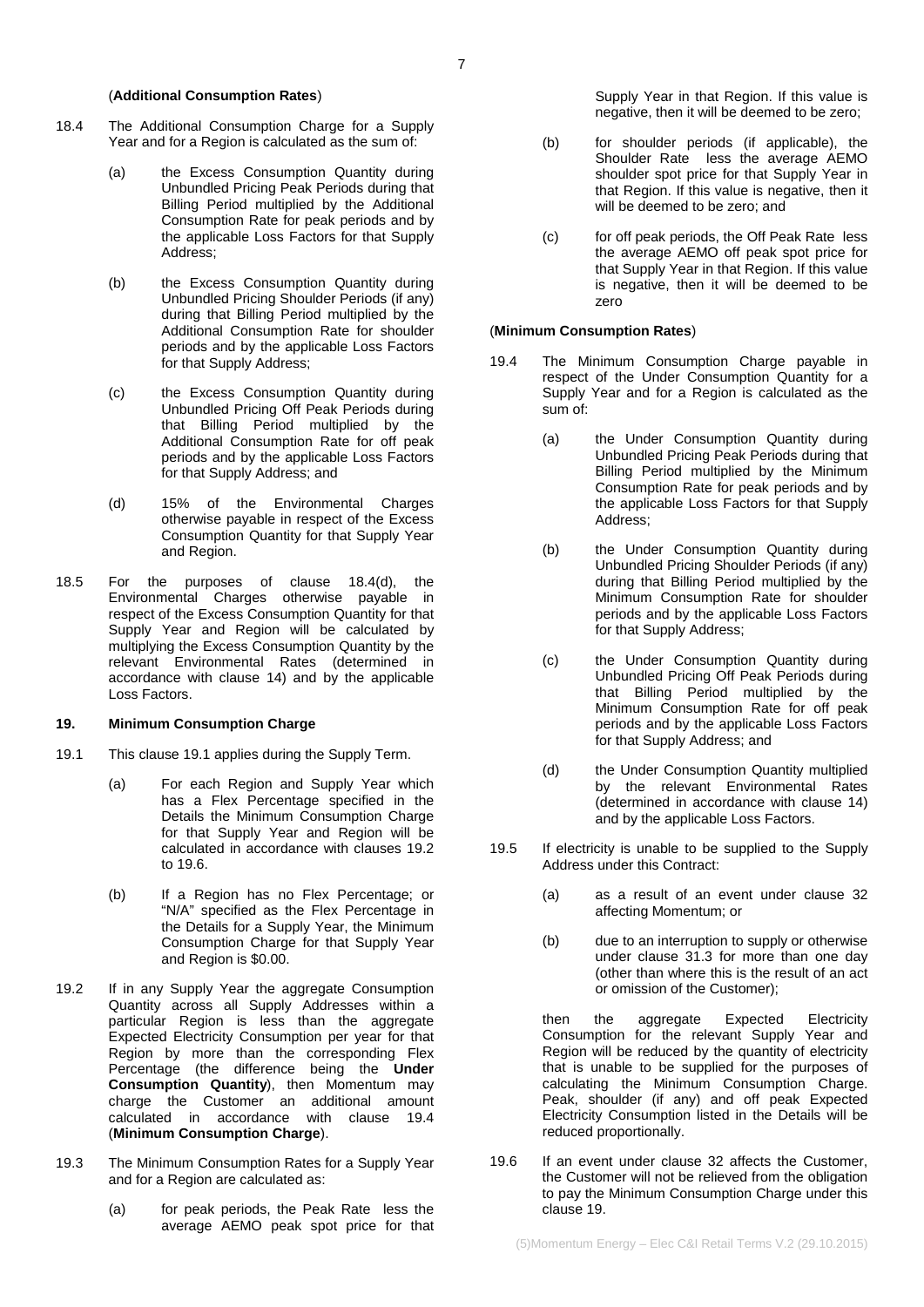(**Additional Consumption Rates**)

18.4 The Additional Consumption Charge for a Supply Year and for a Region is calculated as the sum of:

(a) the Excess Consumption Quantity during Unbundled Pricing Peak Periods during that Billing Period multiplied by the Additional Consumption Rate for peak periods and by the applicable Loss Factors for that Supply Address;

(b) the Excess Consumption Quantity during Unbundled Pricing Shoulder Periods (if any) during that Billing Period multiplied by the Additional Consumption Rate for shoulder periods and by the applicable Loss Factors for that Supply Address;

(c) the Excess Consumption Quantity during Unbundled Pricing Off Peak Periods during that Billing Period multiplied by the Additional Consumption Rate for off peak periods and by the applicable Loss Factors for that Supply Address; and

(d) 15% of the Environmental Charges otherwise payable in respect of the Excess Consumption Quantity for that Supply Year and Region.

18.5 For the purposes of clause 18.4(d), the Environmental Charges otherwise payable in respect of the Excess Consumption Quantity for that Supply Year and Region will be calculated by multiplying the Excess Consumption Quantity by the relevant Environmental Rates (determined in accordance with clause 14) and by the applicable Loss Factors.

## 19. Minimum Consumption Charge

19.1 This clause 19.1 applies during the Supply Term.

(a) For each Region and Supply Year which has a Flex Percentage specified in the Details the Minimum Consumption Charge for that Supply Year and Region will be calculated in accordance with clauses 19.2 to 19.6.

(b) If a Region has no Flex Percentage; or "N/A" specified as the Flex Percentage in the Details for a Supply Year, the Minimum Consumption Charge for that Supply Year and Region is $0.00.

19.2 If in any Supply Year the aggregate Consumption Quantity across all Supply Addresses within a particular Region is less than the aggregate Expected Electricity Consumption per year for that Region by more than the corresponding Flex Percentage (the difference being the **Under Consumption Quantity**), then Momentum may charge the Customer an additional amount calculated in accordance with clause 19.4 (**Minimum Consumption Charge**).

19.3 The Minimum Consumption Rates for a Supply Year and for a Region are calculated as:

(a) for peak periods, the Peak Rate less the average AEMO peak spot price for that Supply Year in that Region. If this value is negative, then it will be deemed to be zero;

(b) for shoulder periods (if applicable), the Shoulder Rate less the average AEMO shoulder spot price for that Supply Year in that Region. If this value is negative, then it will be deemed to be zero; and

(c) for off peak periods, the Off Peak Rate less the average AEMO off peak spot price for that Supply Year in that Region. If this value is negative, then it will be deemed to be zero

(**Minimum Consumption Rates**)

19.4 The Minimum Consumption Charge payable in respect of the Under Consumption Quantity for a Supply Year and for a Region is calculated as the sum of:

(a) the Under Consumption Quantity during Unbundled Pricing Peak Periods during that Billing Period multiplied by the Minimum Consumption Rate for peak periods and by the applicable Loss Factors for that Supply Address;

(b) the Under Consumption Quantity during Unbundled Pricing Shoulder Periods (if any) during that Billing Period multiplied by the Minimum Consumption Rate for shoulder periods and by the applicable Loss Factors for that Supply Address;

(c) the Under Consumption Quantity during Unbundled Pricing Off Peak Periods during that Billing Period multiplied by the Minimum Consumption Rate for off peak periods and by the applicable Loss Factors for that Supply Address; and

(d) the Under Consumption Quantity multiplied by the relevant Environmental Rates (determined in accordance with clause 14) and by the applicable Loss Factors.

19.5 If electricity is unable to be supplied to the Supply Address under this Contract:

(a) as a result of an event under clause 32 affecting Momentum; or

(b) due to an interruption to supply or otherwise under clause 31.3 for more than one day (other than where this is the result of an act or omission of the Customer);

then the aggregate Expected Electricity Consumption for the relevant Supply Year and Region will be reduced by the quantity of electricity that is unable to be supplied for the purposes of calculating the Minimum Consumption Charge. Peak, shoulder (if any) and off peak Expected Electricity Consumption listed in the Details will be reduced proportionally.

19.6 If an event under clause 32 affects the Customer, the Customer will not be relieved from the obligation to pay the Minimum Consumption Charge under this clause 19.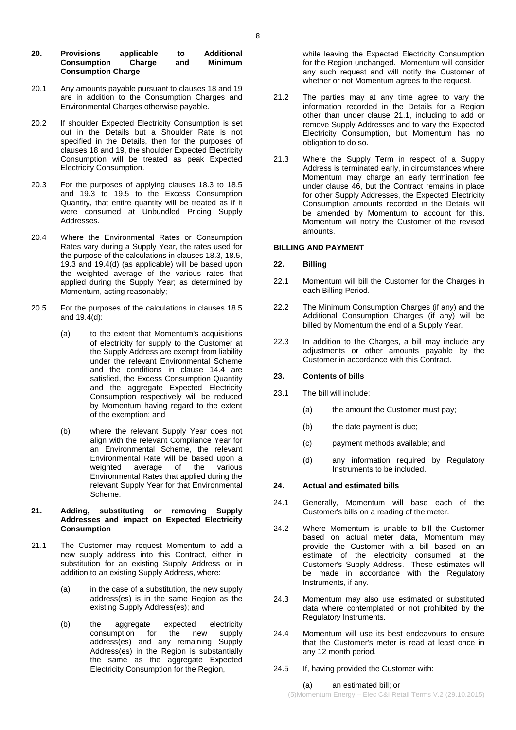## 20. Provisions applicable to Additional Consumption Charge and Minimum Consumption Charge

20.1 Any amounts payable pursuant to clauses 18 and 19 are in addition to the Consumption Charges and Environmental Charges otherwise payable.

20.2 If shoulder Expected Electricity Consumption is set out in the Details but a Shoulder Rate is not specified in the Details, then for the purposes of clauses 18 and 19, the shoulder Expected Electricity Consumption will be treated as peak Expected Electricity Consumption.

20.3 For the purposes of applying clauses 18.3 to 18.5 and 19.3 to 19.5 to the Excess Consumption Quantity, that entire quantity will be treated as if it were consumed at Unbundled Pricing Supply Addresses.

20.4 Where the Environmental Rates or Consumption Rates vary during a Supply Year, the rates used for the purpose of the calculations in clauses 18.3, 18.5, 19.3 and 19.4(d) (as applicable) will be based upon the weighted average of the various rates that applied during the Supply Year; as determined by Momentum, acting reasonably;

20.5 For the purposes of the calculations in clauses 18.5 and 19.4(d):

(a) to the extent that Momentum's acquisitions of electricity for supply to the Customer at the Supply Address are exempt from liability under the relevant Environmental Scheme and the conditions in clause 14.4 are satisfied, the Excess Consumption Quantity and the aggregate Expected Electricity Consumption respectively will be reduced by Momentum having regard to the extent of the exemption; and

(b) where the relevant Supply Year does not align with the relevant Compliance Year for an Environmental Scheme, the relevant Environmental Rate will be based upon a weighted average of the various Environmental Rates that applied during the relevant Supply Year for that Environmental Scheme.

## 21. Adding, substituting or removing Supply Addresses and impact on Expected Electricity Consumption

21.1 The Customer may request Momentum to add a new supply address into this Contract, either in substitution for an existing Supply Address or in addition to an existing Supply Address, where:

(a) in the case of a substitution, the new supply address(es) is in the same Region as the existing Supply Address(es); and

(b) the aggregate expected electricity consumption for the new supply address(es) and any remaining Supply Address(es) in the Region is substantially the same as the aggregate Expected Electricity Consumption for the Region,

while leaving the Expected Electricity Consumption for the Region unchanged. Momentum will consider any such request and will notify the Customer of whether or not Momentum agrees to the request.

21.2 The parties may at any time agree to vary the information recorded in the Details for a Region other than under clause 21.1, including to add or remove Supply Addresses and to vary the Expected Electricity Consumption, but Momentum has no obligation to do so.

21.3 Where the Supply Term in respect of a Supply Address is terminated early, in circumstances where Momentum may charge an early termination fee under clause 46, but the Contract remains in place for other Supply Addresses, the Expected Electricity Consumption amounts recorded in the Details will be amended by Momentum to account for this. Momentum will notify the Customer of the revised amounts.

# BILLING AND PAYMENT

## 22. Billing

22.1 Momentum will bill the Customer for the Charges in each Billing Period.

22.2 The Minimum Consumption Charges (if any) and the Additional Consumption Charges (if any) will be billed by Momentum the end of a Supply Year.

22.3 In addition to the Charges, a bill may include any adjustments or other amounts payable by the Customer in accordance with this Contract.

## 23. Contents of bills

23.1 The bill will include:

(a) the amount the Customer must pay;

(b) the date payment is due;

(c) payment methods available; and

(d) any information required by Regulatory Instruments to be included.

## 24. Actual and estimated bills

24.1 Generally, Momentum will base each of the Customer's bills on a reading of the meter.

24.2 Where Momentum is unable to bill the Customer based on actual meter data, Momentum may provide the Customer with a bill based on an estimate of the electricity consumed at the Customer's Supply Address. These estimates will be made in accordance with the Regulatory Instruments, if any.

24.3 Momentum may also use estimated or substituted data where contemplated or not prohibited by the Regulatory Instruments.

24.4 Momentum will use its best endeavours to ensure that the Customer's meter is read at least once in any 12 month period.

24.5 If, having provided the Customer with:

(a) an estimated bill; or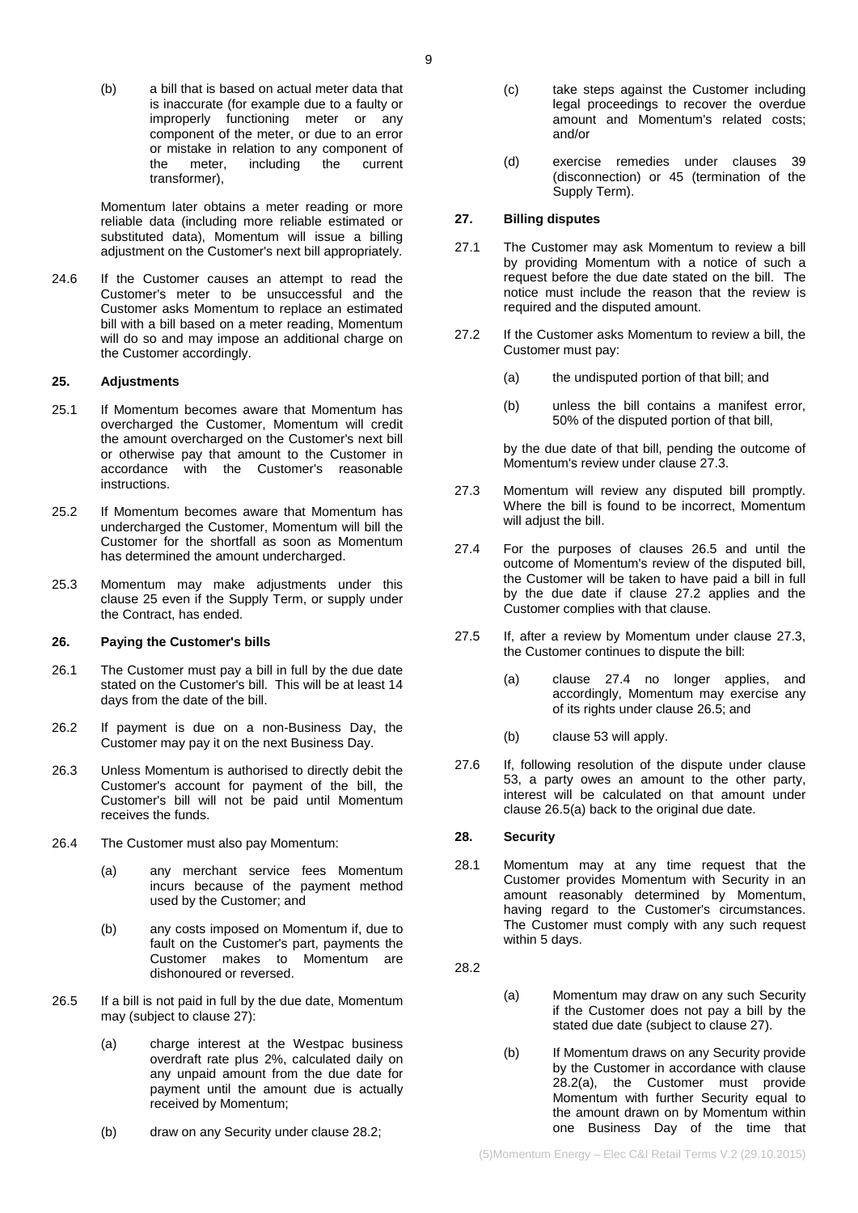(b) a bill that is based on actual meter data that is inaccurate (for example due to a faulty or improperly functioning meter or any component of the meter, or due to an error or mistake in relation to any component of the meter, including the current transformer),

Momentum later obtains a meter reading or more reliable data (including more reliable estimated or substituted data), Momentum will issue a billing adjustment on the Customer's next bill appropriately.

24.6 If the Customer causes an attempt to read the Customer's meter to be unsuccessful and the Customer asks Momentum to replace an estimated bill with a bill based on a meter reading, Momentum will do so and may impose an additional charge on the Customer accordingly.

### 25. Adjustments

25.1 If Momentum becomes aware that Momentum has overcharged the Customer, Momentum will credit the amount overcharged on the Customer's next bill or otherwise pay that amount to the Customer in accordance with the Customer's reasonable instructions.

25.2 If Momentum becomes aware that Momentum has undercharged the Customer, Momentum will bill the Customer for the shortfall as soon as Momentum has determined the amount undercharged.

25.3 Momentum may make adjustments under this clause 25 even if the Supply Term, or supply under the Contract, has ended.

### 26. Paying the Customer's bills

26.1 The Customer must pay a bill in full by the due date stated on the Customer's bill. This will be at least 14 days from the date of the bill.

26.2 If payment is due on a non-Business Day, the Customer may pay it on the next Business Day.

26.3 Unless Momentum is authorised to directly debit the Customer's account for payment of the bill, the Customer's bill will not be paid until Momentum receives the funds.

26.4 The Customer must also pay Momentum:

(a) any merchant service fees Momentum incurs because of the payment method used by the Customer; and

(b) any costs imposed on Momentum if, due to fault on the Customer's part, payments the Customer makes to Momentum are dishonoured or reversed.

26.5 If a bill is not paid in full by the due date, Momentum may (subject to clause 27):

(a) charge interest at the Westpac business overdraft rate plus 2%, calculated daily on any unpaid amount from the due date for payment until the amount due is actually received by Momentum;

(b) draw on any Security under clause 28.2;

(c) take steps against the Customer including legal proceedings to recover the overdue amount and Momentum's related costs; and/or

(d) exercise remedies under clauses 39 (disconnection) or 45 (termination of the Supply Term).

### 27. Billing disputes

27.1 The Customer may ask Momentum to review a bill by providing Momentum with a notice of such a request before the due date stated on the bill. The notice must include the reason that the review is required and the disputed amount.

27.2 If the Customer asks Momentum to review a bill, the Customer must pay:

(a) the undisputed portion of that bill; and

(b) unless the bill contains a manifest error, 50% of the disputed portion of that bill,

by the due date of that bill, pending the outcome of Momentum's review under clause 27.3.

27.3 Momentum will review any disputed bill promptly. Where the bill is found to be incorrect, Momentum will adjust the bill.

27.4 For the purposes of clauses 26.5 and until the outcome of Momentum's review of the disputed bill, the Customer will be taken to have paid a bill in full by the due date if clause 27.2 applies and the Customer complies with that clause.

27.5 If, after a review by Momentum under clause 27.3, the Customer continues to dispute the bill:

(a) clause 27.4 no longer applies, and accordingly, Momentum may exercise any of its rights under clause 26.5; and

(b) clause 53 will apply.

27.6 If, following resolution of the dispute under clause 53, a party owes an amount to the other party, interest will be calculated on that amount under clause 26.5(a) back to the original due date.

### 28. Security

28.1 Momentum may at any time request that the Customer provides Momentum with Security in an amount reasonably determined by Momentum, having regard to the Customer's circumstances. The Customer must comply with any such request within 5 days.

28.2

(a) Momentum may draw on any such Security if the Customer does not pay a bill by the stated due date (subject to clause 27).

(b) If Momentum draws on any Security provide by the Customer in accordance with clause 28.2(a), the Customer must provide Momentum with further Security equal to the amount drawn on by Momentum within one Business Day of the time that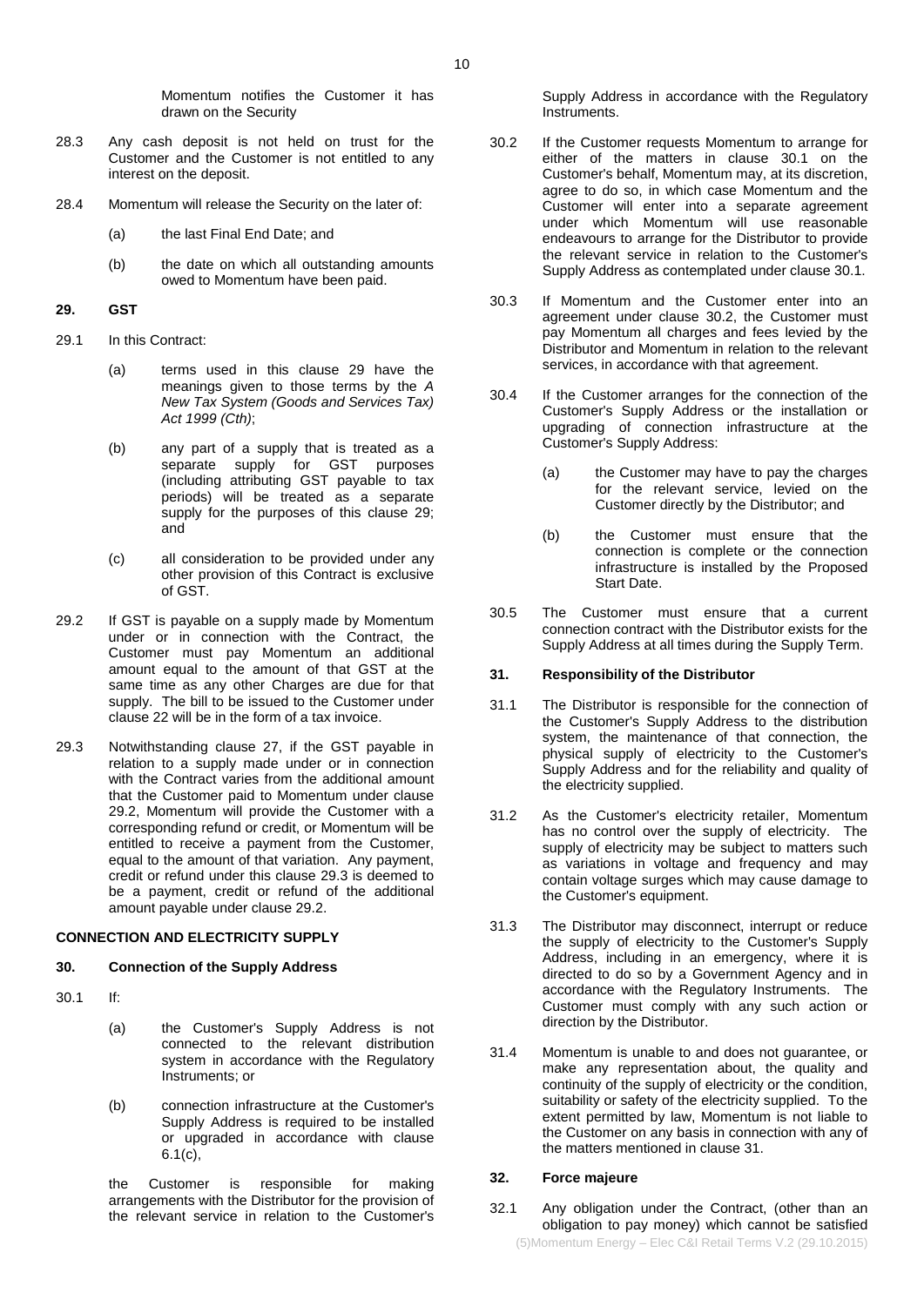Momentum notifies the Customer it has drawn on the Security

28.3 Any cash deposit is not held on trust for the Customer and the Customer is not entitled to any interest on the deposit.

28.4 Momentum will release the Security on the later of:

(a) the last Final End Date; and

(b) the date on which all outstanding amounts owed to Momentum have been paid.

## 29. GST

29.1 In this Contract:

(a) terms used in this clause 29 have the meanings given to those terms by the *A New Tax System (Goods and Services Tax) Act 1999 (Cth)*;

(b) any part of a supply that is treated as a separate supply for GST purposes (including attributing GST payable to tax periods) will be treated as a separate supply for the purposes of this clause 29; and

(c) all consideration to be provided under any other provision of this Contract is exclusive of GST.

29.2 If GST is payable on a supply made by Momentum under or in connection with the Contract, the Customer must pay Momentum an additional amount equal to the amount of that GST at the same time as any other Charges are due for that supply. The bill to be issued to the Customer under clause 22 will be in the form of a tax invoice.

29.3 Notwithstanding clause 27, if the GST payable in relation to a supply made under or in connection with the Contract varies from the additional amount that the Customer paid to Momentum under clause 29.2, Momentum will provide the Customer with a corresponding refund or credit, or Momentum will be entitled to receive a payment from the Customer, equal to the amount of that variation. Any payment, credit or refund under this clause 29.3 is deemed to be a payment, credit or refund of the additional amount payable under clause 29.2.

# CONNECTION AND ELECTRICITY SUPPLY

## 30. Connection of the Supply Address

30.1 If:

(a) the Customer's Supply Address is not connected to the relevant distribution system in accordance with the Regulatory Instruments; or

(b) connection infrastructure at the Customer's Supply Address is required to be installed or upgraded in accordance with clause 6.1(c),

the Customer is responsible for making arrangements with the Distributor for the provision of the relevant service in relation to the Customer's Supply Address in accordance with the Regulatory Instruments.

30.2 If the Customer requests Momentum to arrange for either of the matters in clause 30.1 on the Customer's behalf, Momentum may, at its discretion, agree to do so, in which case Momentum and the Customer will enter into a separate agreement under which Momentum will use reasonable endeavours to arrange for the Distributor to provide the relevant service in relation to the Customer's Supply Address as contemplated under clause 30.1.

30.3 If Momentum and the Customer enter into an agreement under clause 30.2, the Customer must pay Momentum all charges and fees levied by the Distributor and Momentum in relation to the relevant services, in accordance with that agreement.

30.4 If the Customer arranges for the connection of the Customer's Supply Address or the installation or upgrading of connection infrastructure at the Customer's Supply Address:

(a) the Customer may have to pay the charges for the relevant service, levied on the Customer directly by the Distributor; and

(b) the Customer must ensure that the connection is complete or the connection infrastructure is installed by the Proposed Start Date.

30.5 The Customer must ensure that a current connection contract with the Distributor exists for the Supply Address at all times during the Supply Term.

## 31. Responsibility of the Distributor

31.1 The Distributor is responsible for the connection of the Customer's Supply Address to the distribution system, the maintenance of that connection, the physical supply of electricity to the Customer's Supply Address and for the reliability and quality of the electricity supplied.

31.2 As the Customer's electricity retailer, Momentum has no control over the supply of electricity. The supply of electricity may be subject to matters such as variations in voltage and frequency and may contain voltage surges which may cause damage to the Customer's equipment.

31.3 The Distributor may disconnect, interrupt or reduce the supply of electricity to the Customer's Supply Address, including in an emergency, where it is directed to do so by a Government Agency and in accordance with the Regulatory Instruments. The Customer must comply with any such action or direction by the Distributor.

31.4 Momentum is unable to and does not guarantee, or make any representation about, the quality and continuity of the supply of electricity or the condition, suitability or safety of the electricity supplied. To the extent permitted by law, Momentum is not liable to the Customer on any basis in connection with any of the matters mentioned in clause 31.

## 32. Force majeure

32.1 Any obligation under the Contract, (other than an obligation to pay money) which cannot be satisfied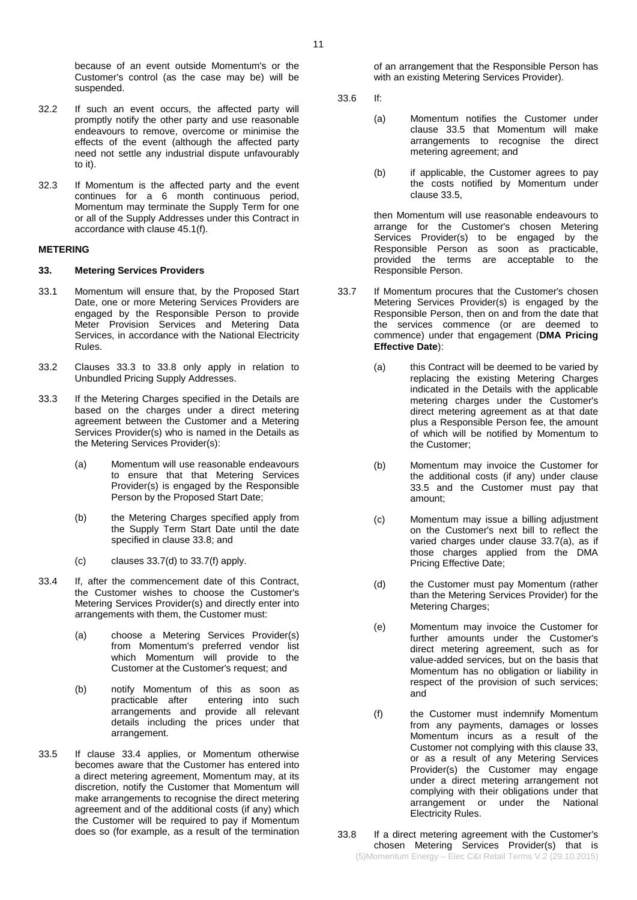because of an event outside Momentum's or the Customer's control (as the case may be) will be suspended.

32.2 If such an event occurs, the affected party will promptly notify the other party and use reasonable endeavours to remove, overcome or minimise the effects of the event (although the affected party need not settle any industrial dispute unfavourably to it).

32.3 If Momentum is the affected party and the event continues for a 6 month continuous period, Momentum may terminate the Supply Term for one or all of the Supply Addresses under this Contract in accordance with clause 45.1(f).

**METERING**

**33. Metering Services Providers**

33.1 Momentum will ensure that, by the Proposed Start Date, one or more Metering Services Providers are engaged by the Responsible Person to provide Meter Provision Services and Metering Data Services, in accordance with the National Electricity Rules.

33.2 Clauses 33.3 to 33.8 only apply in relation to Unbundled Pricing Supply Addresses.

33.3 If the Metering Charges specified in the Details are based on the charges under a direct metering agreement between the Customer and a Metering Services Provider(s) who is named in the Details as the Metering Services Provider(s):

(a) Momentum will use reasonable endeavours to ensure that that Metering Services Provider(s) is engaged by the Responsible Person by the Proposed Start Date;

(b) the Metering Charges specified apply from the Supply Term Start Date until the date specified in clause 33.8; and

(c) clauses 33.7(d) to 33.7(f) apply.

33.4 If, after the commencement date of this Contract, the Customer wishes to choose the Customer's Metering Services Provider(s) and directly enter into arrangements with them, the Customer must:

(a) choose a Metering Services Provider(s) from Momentum's preferred vendor list which Momentum will provide to the Customer at the Customer's request; and

(b) notify Momentum of this as soon as practicable after entering into such arrangements and provide all relevant details including the prices under that arrangement.

33.5 If clause 33.4 applies, or Momentum otherwise becomes aware that the Customer has entered into a direct metering agreement, Momentum may, at its discretion, notify the Customer that Momentum will make arrangements to recognise the direct metering agreement and of the additional costs (if any) which the Customer will be required to pay if Momentum does so (for example, as a result of the termination of an arrangement that the Responsible Person has with an existing Metering Services Provider).

33.6 If:

(a) Momentum notifies the Customer under clause 33.5 that Momentum will make arrangements to recognise the direct metering agreement; and

(b) if applicable, the Customer agrees to pay the costs notified by Momentum under clause 33.5,

then Momentum will use reasonable endeavours to arrange for the Customer's chosen Metering Services Provider(s) to be engaged by the Responsible Person as soon as practicable, provided the terms are acceptable to the Responsible Person.

33.7 If Momentum procures that the Customer's chosen Metering Services Provider(s) is engaged by the Responsible Person, then on and from the date that the services commence (or are deemed to commence) under that engagement (**DMA Pricing Effective Date**):

(a) this Contract will be deemed to be varied by replacing the existing Metering Charges indicated in the Details with the applicable metering charges under the Customer's direct metering agreement as at that date plus a Responsible Person fee, the amount of which will be notified by Momentum to the Customer;

(b) Momentum may invoice the Customer for the additional costs (if any) under clause 33.5 and the Customer must pay that amount;

(c) Momentum may issue a billing adjustment on the Customer's next bill to reflect the varied charges under clause 33.7(a), as if those charges applied from the DMA Pricing Effective Date;

(d) the Customer must pay Momentum (rather than the Metering Services Provider) for the Metering Charges;

(e) Momentum may invoice the Customer for further amounts under the Customer's direct metering agreement, such as for value-added services, but on the basis that Momentum has no obligation or liability in respect of the provision of such services; and

(f) the Customer must indemnify Momentum from any payments, damages or losses Momentum incurs as a result of the Customer not complying with this clause 33, or as a result of any Metering Services Provider(s) the Customer may engage under a direct metering arrangement not complying with their obligations under that arrangement or under the National Electricity Rules.

33.8 If a direct metering agreement with the Customer's chosen Metering Services Provider(s) that is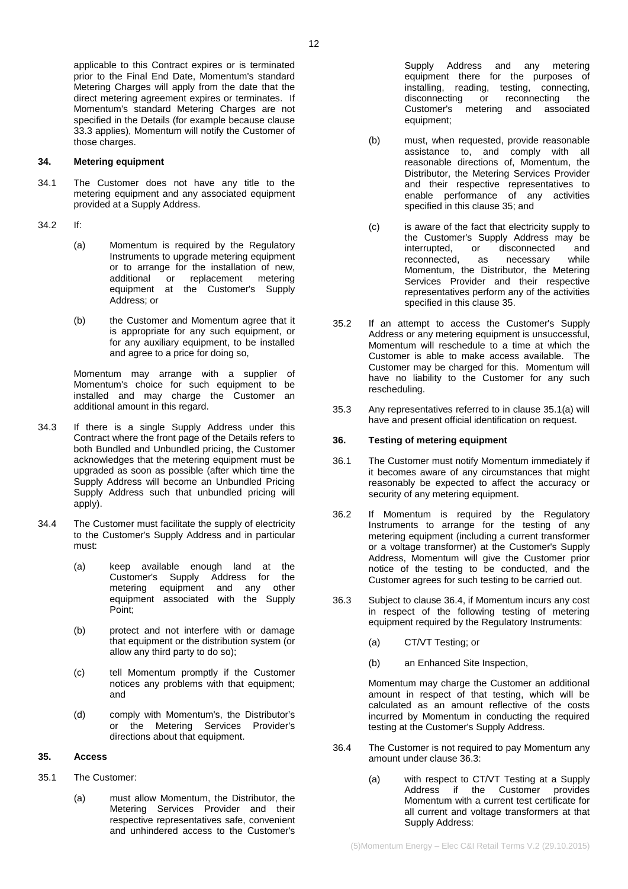applicable to this Contract expires or is terminated prior to the Final End Date, Momentum's standard Metering Charges will apply from the date that the direct metering agreement expires or terminates. If Momentum's standard Metering Charges are not specified in the Details (for example because clause 33.3 applies), Momentum will notify the Customer of those charges.

### 34. Metering equipment

34.1 The Customer does not have any title to the metering equipment and any associated equipment provided at a Supply Address.

34.2 If:

(a) Momentum is required by the Regulatory Instruments to upgrade metering equipment or to arrange for the installation of new, additional or replacement metering equipment at the Customer's Supply Address; or

(b) the Customer and Momentum agree that it is appropriate for any such equipment, or for any auxiliary equipment, to be installed and agree to a price for doing so,

Momentum may arrange with a supplier of Momentum's choice for such equipment to be installed and may charge the Customer an additional amount in this regard.

34.3 If there is a single Supply Address under this Contract where the front page of the Details refers to both Bundled and Unbundled pricing, the Customer acknowledges that the metering equipment must be upgraded as soon as possible (after which time the Supply Address will become an Unbundled Pricing Supply Address such that unbundled pricing will apply).

34.4 The Customer must facilitate the supply of electricity to the Customer's Supply Address and in particular must:

(a) keep available enough land at the Customer's Supply Address for the metering equipment and any other equipment associated with the Supply Point;

(b) protect and not interfere with or damage that equipment or the distribution system (or allow any third party to do so);

(c) tell Momentum promptly if the Customer notices any problems with that equipment; and

(d) comply with Momentum's, the Distributor's or the Metering Services Provider's directions about that equipment.

### 35. Access

35.1 The Customer:

(a) must allow Momentum, the Distributor, the Metering Services Provider and their respective representatives safe, convenient and unhindered access to the Customer's Supply Address and any metering equipment there for the purposes of installing, reading, testing, connecting, disconnecting or reconnecting the Customer's metering and associated equipment;

(b) must, when requested, provide reasonable assistance to, and comply with all reasonable directions of, Momentum, the Distributor, the Metering Services Provider and their respective representatives to enable performance of any activities specified in this clause 35; and

(c) is aware of the fact that electricity supply to the Customer's Supply Address may be interrupted, or disconnected and reconnected, as necessary while Momentum, the Distributor, the Metering Services Provider and their respective representatives perform any of the activities specified in this clause 35.

35.2 If an attempt to access the Customer's Supply Address or any metering equipment is unsuccessful, Momentum will reschedule to a time at which the Customer is able to make access available. The Customer may be charged for this. Momentum will have no liability to the Customer for any such rescheduling.

35.3 Any representatives referred to in clause 35.1(a) will have and present official identification on request.

### 36. Testing of metering equipment

36.1 The Customer must notify Momentum immediately if it becomes aware of any circumstances that might reasonably be expected to affect the accuracy or security of any metering equipment.

36.2 If Momentum is required by the Regulatory Instruments to arrange for the testing of any metering equipment (including a current transformer or a voltage transformer) at the Customer's Supply Address, Momentum will give the Customer prior notice of the testing to be conducted, and the Customer agrees for such testing to be carried out.

36.3 Subject to clause 36.4, if Momentum incurs any cost in respect of the following testing of metering equipment required by the Regulatory Instruments:

(a) CT/VT Testing; or

(b) an Enhanced Site Inspection,

Momentum may charge the Customer an additional amount in respect of that testing, which will be calculated as an amount reflective of the costs incurred by Momentum in conducting the required testing at the Customer's Supply Address.

36.4 The Customer is not required to pay Momentum any amount under clause 36.3:

(a) with respect to CT/VT Testing at a Supply Address if the Customer provides Momentum with a current test certificate for all current and voltage transformers at that Supply Address: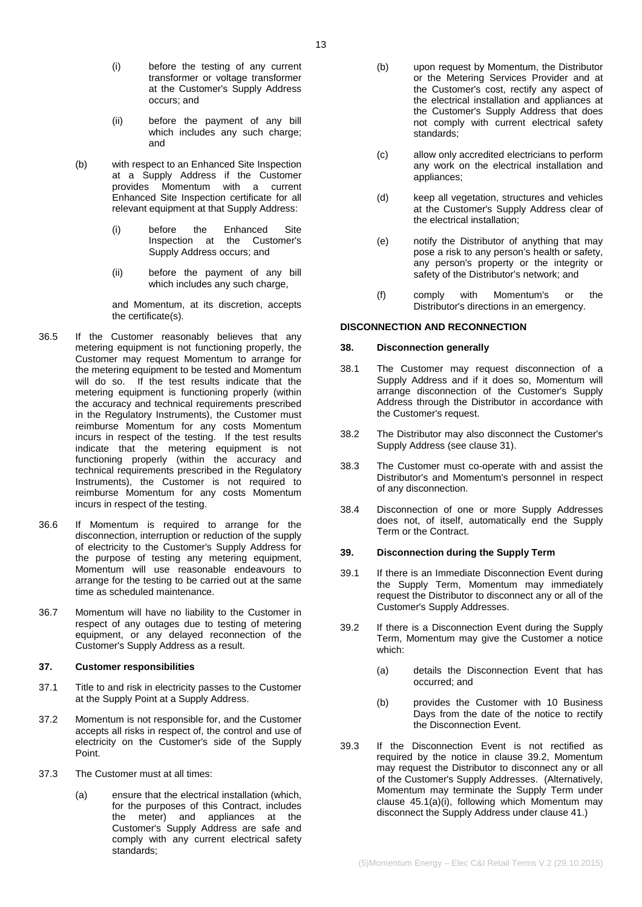(i) before the testing of any current transformer or voltage transformer at the Customer's Supply Address occurs; and

(ii) before the payment of any bill which includes any such charge; and

(b) with respect to an Enhanced Site Inspection at a Supply Address if the Customer provides Momentum with a current Enhanced Site Inspection certificate for all relevant equipment at that Supply Address:

(i) before the Enhanced Site Inspection at the Customer's Supply Address occurs; and

(ii) before the payment of any bill which includes any such charge,

and Momentum, at its discretion, accepts the certificate(s).

36.5 If the Customer reasonably believes that any metering equipment is not functioning properly, the Customer may request Momentum to arrange for the metering equipment to be tested and Momentum will do so. If the test results indicate that the metering equipment is functioning properly (within the accuracy and technical requirements prescribed in the Regulatory Instruments), the Customer must reimburse Momentum for any costs Momentum incurs in respect of the testing. If the test results indicate that the metering equipment is not functioning properly (within the accuracy and technical requirements prescribed in the Regulatory Instruments), the Customer is not required to reimburse Momentum for any costs Momentum incurs in respect of the testing.

36.6 If Momentum is required to arrange for the disconnection, interruption or reduction of the supply of electricity to the Customer's Supply Address for the purpose of testing any metering equipment, Momentum will use reasonable endeavours to arrange for the testing to be carried out at the same time as scheduled maintenance.

36.7 Momentum will have no liability to the Customer in respect of any outages due to testing of metering equipment, or any delayed reconnection of the Customer's Supply Address as a result.

**37. Customer responsibilities**

37.1 Title to and risk in electricity passes to the Customer at the Supply Point at a Supply Address.

37.2 Momentum is not responsible for, and the Customer accepts all risks in respect of, the control and use of electricity on the Customer's side of the Supply Point.

37.3 The Customer must at all times:

(a) ensure that the electrical installation (which, for the purposes of this Contract, includes the meter) and appliances at the Customer's Supply Address are safe and comply with any current electrical safety standards;

(b) upon request by Momentum, the Distributor or the Metering Services Provider and at the Customer's cost, rectify any aspect of the electrical installation and appliances at the Customer's Supply Address that does not comply with current electrical safety standards;

(c) allow only accredited electricians to perform any work on the electrical installation and appliances;

(d) keep all vegetation, structures and vehicles at the Customer's Supply Address clear of the electrical installation;

(e) notify the Distributor of anything that may pose a risk to any person's health or safety, any person's property or the integrity or safety of the Distributor's network; and

(f) comply with Momentum's or the Distributor's directions in an emergency.

**DISCONNECTION AND RECONNECTION**

**38. Disconnection generally**

38.1 The Customer may request disconnection of a Supply Address and if it does so, Momentum will arrange disconnection of the Customer's Supply Address through the Distributor in accordance with the Customer's request.

38.2 The Distributor may also disconnect the Customer's Supply Address (see clause 31).

38.3 The Customer must co-operate with and assist the Distributor's and Momentum's personnel in respect of any disconnection.

38.4 Disconnection of one or more Supply Addresses does not, of itself, automatically end the Supply Term or the Contract.

**39. Disconnection during the Supply Term**

39.1 If there is an Immediate Disconnection Event during the Supply Term, Momentum may immediately request the Distributor to disconnect any or all of the Customer's Supply Addresses.

39.2 If there is a Disconnection Event during the Supply Term, Momentum may give the Customer a notice which:

(a) details the Disconnection Event that has occurred; and

(b) provides the Customer with 10 Business Days from the date of the notice to rectify the Disconnection Event.

39.3 If the Disconnection Event is not rectified as required by the notice in clause 39.2, Momentum may request the Distributor to disconnect any or all of the Customer's Supply Addresses. (Alternatively, Momentum may terminate the Supply Term under clause 45.1(a)(i), following which Momentum may disconnect the Supply Address under clause 41.)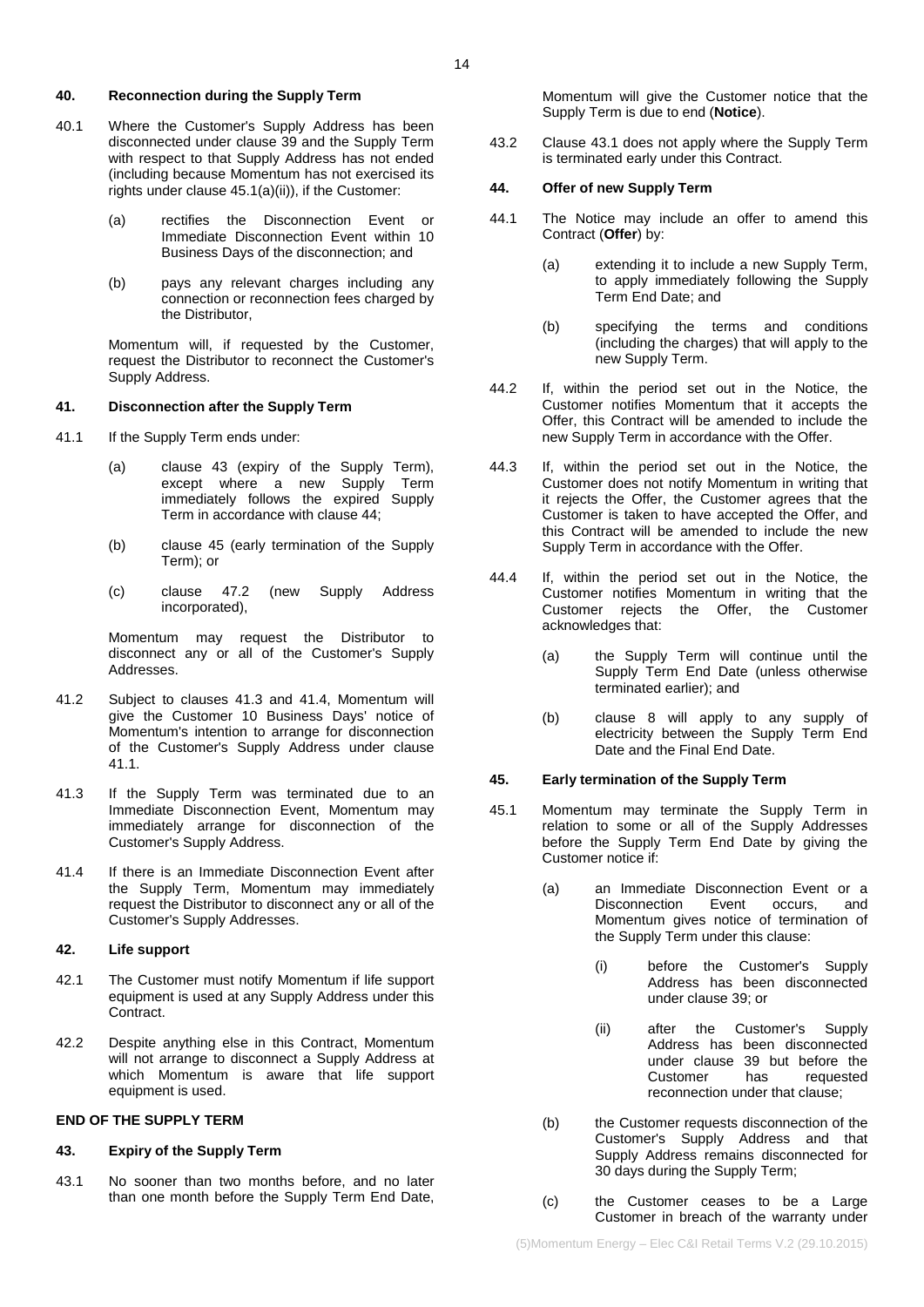### 40. Reconnection during the Supply Term

40.1 Where the Customer's Supply Address has been disconnected under clause 39 and the Supply Term with respect to that Supply Address has not ended (including because Momentum has not exercised its rights under clause 45.1(a)(ii)), if the Customer:

(a) rectifies the Disconnection Event or Immediate Disconnection Event within 10 Business Days of the disconnection; and

(b) pays any relevant charges including any connection or reconnection fees charged by the Distributor,

Momentum will, if requested by the Customer, request the Distributor to reconnect the Customer's Supply Address.

### 41. Disconnection after the Supply Term

41.1 If the Supply Term ends under:

(a) clause 43 (expiry of the Supply Term), except where a new Supply Term immediately follows the expired Supply Term in accordance with clause 44;

(b) clause 45 (early termination of the Supply Term); or

(c) clause 47.2 (new Supply Address incorporated),

Momentum may request the Distributor to disconnect any or all of the Customer's Supply Addresses.

41.2 Subject to clauses 41.3 and 41.4, Momentum will give the Customer 10 Business Days' notice of Momentum's intention to arrange for disconnection of the Customer's Supply Address under clause 41.1.

41.3 If the Supply Term was terminated due to an Immediate Disconnection Event, Momentum may immediately arrange for disconnection of the Customer's Supply Address.

41.4 If there is an Immediate Disconnection Event after the Supply Term, Momentum may immediately request the Distributor to disconnect any or all of the Customer's Supply Addresses.

### 42. Life support

42.1 The Customer must notify Momentum if life support equipment is used at any Supply Address under this Contract.

42.2 Despite anything else in this Contract, Momentum will not arrange to disconnect a Supply Address at which Momentum is aware that life support equipment is used.

## END OF THE SUPPLY TERM

### 43. Expiry of the Supply Term

43.1 No sooner than two months before, and no later than one month before the Supply Term End Date, Momentum will give the Customer notice that the Supply Term is due to end (**Notice**).

43.2 Clause 43.1 does not apply where the Supply Term is terminated early under this Contract.

### 44. Offer of new Supply Term

44.1 The Notice may include an offer to amend this Contract (**Offer**) by:

(a) extending it to include a new Supply Term, to apply immediately following the Supply Term End Date; and

(b) specifying the terms and conditions (including the charges) that will apply to the new Supply Term.

44.2 If, within the period set out in the Notice, the Customer notifies Momentum that it accepts the Offer, this Contract will be amended to include the new Supply Term in accordance with the Offer.

44.3 If, within the period set out in the Notice, the Customer does not notify Momentum in writing that it rejects the Offer, the Customer agrees that the Customer is taken to have accepted the Offer, and this Contract will be amended to include the new Supply Term in accordance with the Offer.

44.4 If, within the period set out in the Notice, the Customer notifies Momentum in writing that the Customer rejects the Offer, the Customer acknowledges that:

(a) the Supply Term will continue until the Supply Term End Date (unless otherwise terminated earlier); and

(b) clause 8 will apply to any supply of electricity between the Supply Term End Date and the Final End Date.

### 45. Early termination of the Supply Term

45.1 Momentum may terminate the Supply Term in relation to some or all of the Supply Addresses before the Supply Term End Date by giving the Customer notice if:

(a) an Immediate Disconnection Event or a Disconnection Event occurs, and Momentum gives notice of termination of the Supply Term under this clause:

(i) before the Customer's Supply Address has been disconnected under clause 39; or

(ii) after the Customer's Supply Address has been disconnected under clause 39 but before the Customer has requested reconnection under that clause;

(b) the Customer requests disconnection of the Customer's Supply Address and that Supply Address remains disconnected for 30 days during the Supply Term;

(c) the Customer ceases to be a Large Customer in breach of the warranty under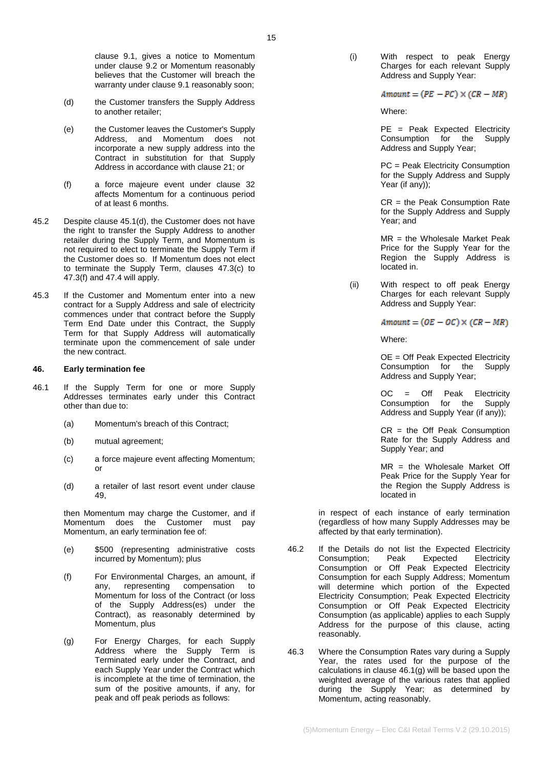clause 9.1, gives a notice to Momentum under clause 9.2 or Momentum reasonably believes that the Customer will breach the warranty under clause 9.1 reasonably soon;

(d) the Customer transfers the Supply Address to another retailer;

(e) the Customer leaves the Customer's Supply Address, and Momentum does not incorporate a new supply address into the Contract in substitution for that Supply Address in accordance with clause 21; or

(f) a force majeure event under clause 32 affects Momentum for a continuous period of at least 6 months.

45.2 Despite clause 45.1(d), the Customer does not have the right to transfer the Supply Address to another retailer during the Supply Term, and Momentum is not required to elect to terminate the Supply Term if the Customer does so. If Momentum does not elect to terminate the Supply Term, clauses 47.3(c) to 47.3(f) and 47.4 will apply.

45.3 If the Customer and Momentum enter into a new contract for a Supply Address and sale of electricity commences under that contract before the Supply Term End Date under this Contract, the Supply Term for that Supply Address will automatically terminate upon the commencement of sale under the new contract.

## 46. Early termination fee

46.1 If the Supply Term for one or more Supply Addresses terminates early under this Contract other than due to:

(a) Momentum's breach of this Contract;

(b) mutual agreement;

(c) a force majeure event affecting Momentum; or

(d) a retailer of last resort event under clause 49,

then Momentum may charge the Customer, and if Momentum does the Customer must pay Momentum, an early termination fee of:

(e) \$500 (representing administrative costs incurred by Momentum); plus

(f) For Environmental Charges, an amount, if any, representing compensation to Momentum for loss of the Contract (or loss of the Supply Address(es) under the Contract), as reasonably determined by Momentum, plus

(g) For Energy Charges, for each Supply Address where the Supply Term is Terminated early under the Contract, and each Supply Year under the Contract which is incomplete at the time of termination, the sum of the positive amounts, if any, for peak and off peak periods as follows:

(i) With respect to peak Energy Charges for each relevant Supply Address and Supply Year:

$$Amount = (PE - PC) \times (CR - MR)$$

Where:

PE = Peak Expected Electricity Consumption for the Supply Address and Supply Year;

PC = Peak Electricity Consumption for the Supply Address and Supply Year (if any));

CR = the Peak Consumption Rate for the Supply Address and Supply Year; and

MR = the Wholesale Market Peak Price for the Supply Year for the Region the Supply Address is located in.

(ii) With respect to off peak Energy Charges for each relevant Supply Address and Supply Year:

$$Amount = (OE - OC) \times (CR - MR)$$

Where:

OE = Off Peak Expected Electricity Consumption for the Supply Address and Supply Year;

OC = Off Peak Electricity Consumption for the Supply Address and Supply Year (if any));

CR = the Off Peak Consumption Rate for the Supply Address and Supply Year; and

MR = the Wholesale Market Off Peak Price for the Supply Year for the Region the Supply Address is located in

in respect of each instance of early termination (regardless of how many Supply Addresses may be affected by that early termination).

46.2 If the Details do not list the Expected Electricity Consumption; Peak Expected Electricity Consumption or Off Peak Expected Electricity Consumption for each Supply Address; Momentum will determine which portion of the Expected Electricity Consumption; Peak Expected Electricity Consumption or Off Peak Expected Electricity Consumption (as applicable) applies to each Supply Address for the purpose of this clause, acting reasonably.

46.3 Where the Consumption Rates vary during a Supply Year, the rates used for the purpose of the calculations in clause 46.1(g) will be based upon the weighted average of the various rates that applied during the Supply Year; as determined by Momentum, acting reasonably.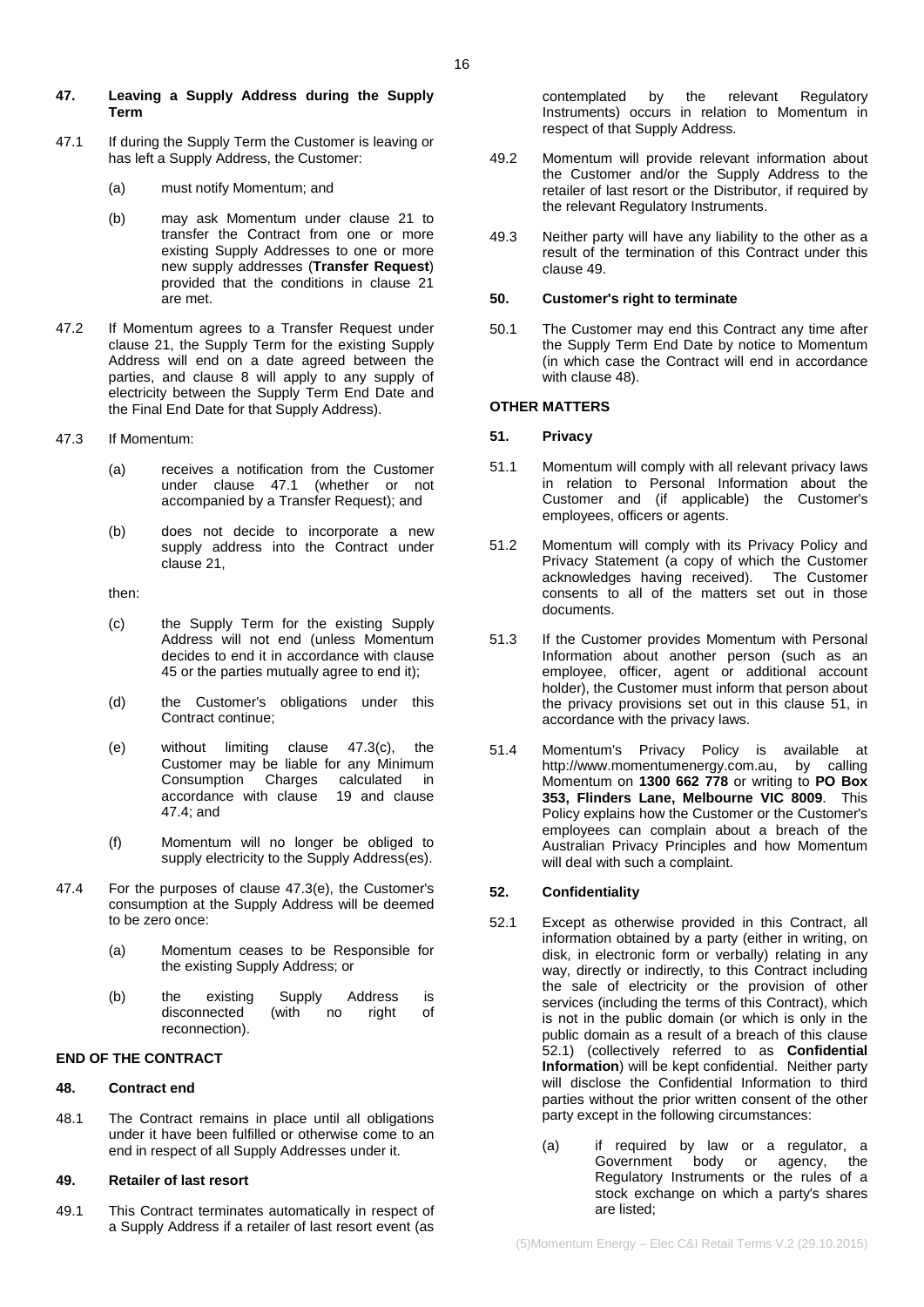## 47. Leaving a Supply Address during the Supply Term

47.1 If during the Supply Term the Customer is leaving or has left a Supply Address, the Customer:

(a) must notify Momentum; and

(b) may ask Momentum under clause 21 to transfer the Contract from one or more existing Supply Addresses to one or more new supply addresses (**Transfer Request**) provided that the conditions in clause 21 are met.

47.2 If Momentum agrees to a Transfer Request under clause 21, the Supply Term for the existing Supply Address will end on a date agreed between the parties, and clause 8 will apply to any supply of electricity between the Supply Term End Date and the Final End Date for that Supply Address).

47.3 If Momentum:

(a) receives a notification from the Customer under clause 47.1 (whether or not accompanied by a Transfer Request); and

(b) does not decide to incorporate a new supply address into the Contract under clause 21,

then:

(c) the Supply Term for the existing Supply Address will not end (unless Momentum decides to end it in accordance with clause 45 or the parties mutually agree to end it);

(d) the Customer's obligations under this Contract continue;

(e) without limiting clause 47.3(c), the Customer may be liable for any Minimum Consumption Charges calculated in accordance with clause 19 and clause 47.4; and

(f) Momentum will no longer be obliged to supply electricity to the Supply Address(es).

47.4 For the purposes of clause 47.3(e), the Customer's consumption at the Supply Address will be deemed to be zero once:

(a) Momentum ceases to be Responsible for the existing Supply Address; or

(b) the existing Supply Address is disconnected (with no right of reconnection).

# END OF THE CONTRACT

## 48. Contract end

48.1 The Contract remains in place until all obligations under it have been fulfilled or otherwise come to an end in respect of all Supply Addresses under it.

## 49. Retailer of last resort

49.1 This Contract terminates automatically in respect of a Supply Address if a retailer of last resort event (as contemplated by the relevant Regulatory Instruments) occurs in relation to Momentum in respect of that Supply Address.

49.2 Momentum will provide relevant information about the Customer and/or the Supply Address to the retailer of last resort or the Distributor, if required by the relevant Regulatory Instruments.

49.3 Neither party will have any liability to the other as a result of the termination of this Contract under this clause 49.

## 50. Customer's right to terminate

50.1 The Customer may end this Contract any time after the Supply Term End Date by notice to Momentum (in which case the Contract will end in accordance with clause 48).

# OTHER MATTERS

## 51. Privacy

51.1 Momentum will comply with all relevant privacy laws in relation to Personal Information about the Customer and (if applicable) the Customer's employees, officers or agents.

51.2 Momentum will comply with its Privacy Policy and Privacy Statement (a copy of which the Customer acknowledges having received). The Customer consents to all of the matters set out in those documents.

51.3 If the Customer provides Momentum with Personal Information about another person (such as an employee, officer, agent or additional account holder), the Customer must inform that person about the privacy provisions set out in this clause 51, in accordance with the privacy laws.

51.4 Momentum's Privacy Policy is available at http://www.momentumenergy.com.au, by calling Momentum on **1300 662 778** or writing to **PO Box 353, Flinders Lane, Melbourne VIC 8009**. This Policy explains how the Customer or the Customer's employees can complain about a breach of the Australian Privacy Principles and how Momentum will deal with such a complaint.

## 52. Confidentiality

52.1 Except as otherwise provided in this Contract, all information obtained by a party (either in writing, on disk, in electronic form or verbally) relating in any way, directly or indirectly, to this Contract including the sale of electricity or the provision of other services (including the terms of this Contract), which is not in the public domain (or which is only in the public domain as a result of a breach of this clause 52.1) (collectively referred to as **Confidential Information**) will be kept confidential. Neither party will disclose the Confidential Information to third parties without the prior written consent of the other party except in the following circumstances:

(a) if required by law or a regulator, a Government body or agency, the Regulatory Instruments or the rules of a stock exchange on which a party's shares are listed;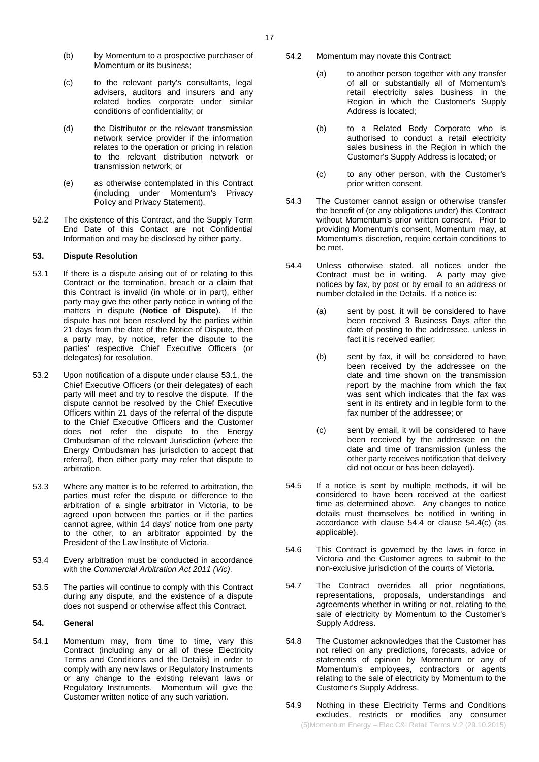(b) by Momentum to a prospective purchaser of Momentum or its business;

(c) to the relevant party's consultants, legal advisers, auditors and insurers and any related bodies corporate under similar conditions of confidentiality; or

(d) the Distributor or the relevant transmission network service provider if the information relates to the operation or pricing in relation to the relevant distribution network or transmission network; or

(e) as otherwise contemplated in this Contract (including under Momentum's Privacy Policy and Privacy Statement).

52.2 The existence of this Contract, and the Supply Term End Date of this Contact are not Confidential Information and may be disclosed by either party.

### 53. Dispute Resolution

53.1 If there is a dispute arising out of or relating to this Contract or the termination, breach or a claim that this Contract is invalid (in whole or in part), either party may give the other party notice in writing of the matters in dispute (**Notice of Dispute**). If the dispute has not been resolved by the parties within 21 days from the date of the Notice of Dispute, then a party may, by notice, refer the dispute to the parties' respective Chief Executive Officers (or delegates) for resolution.

53.2 Upon notification of a dispute under clause 53.1, the Chief Executive Officers (or their delegates) of each party will meet and try to resolve the dispute. If the dispute cannot be resolved by the Chief Executive Officers within 21 days of the referral of the dispute to the Chief Executive Officers and the Customer does not refer the dispute to the Energy Ombudsman of the relevant Jurisdiction (where the Energy Ombudsman has jurisdiction to accept that referral), then either party may refer that dispute to arbitration.

53.3 Where any matter is to be referred to arbitration, the parties must refer the dispute or difference to the arbitration of a single arbitrator in Victoria, to be agreed upon between the parties or if the parties cannot agree, within 14 days' notice from one party to the other, to an arbitrator appointed by the President of the Law Institute of Victoria.

53.4 Every arbitration must be conducted in accordance with the *Commercial Arbitration Act 2011 (Vic)*.

53.5 The parties will continue to comply with this Contract during any dispute, and the existence of a dispute does not suspend or otherwise affect this Contract.

### 54. General

54.1 Momentum may, from time to time, vary this Contract (including any or all of these Electricity Terms and Conditions and the Details) in order to comply with any new laws or Regulatory Instruments or any change to the existing relevant laws or Regulatory Instruments. Momentum will give the Customer written notice of any such variation.

54.2 Momentum may novate this Contract:

(a) to another person together with any transfer of all or substantially all of Momentum's retail electricity sales business in the Region in which the Customer's Supply Address is located;

(b) to a Related Body Corporate who is authorised to conduct a retail electricity sales business in the Region in which the Customer's Supply Address is located; or

(c) to any other person, with the Customer's prior written consent.

54.3 The Customer cannot assign or otherwise transfer the benefit of (or any obligations under) this Contract without Momentum's prior written consent. Prior to providing Momentum's consent, Momentum may, at Momentum's discretion, require certain conditions to be met.

54.4 Unless otherwise stated, all notices under the Contract must be in writing. A party may give notices by fax, by post or by email to an address or number detailed in the Details. If a notice is:

(a) sent by post, it will be considered to have been received 3 Business Days after the date of posting to the addressee, unless in fact it is received earlier;

(b) sent by fax, it will be considered to have been received by the addressee on the date and time shown on the transmission report by the machine from which the fax was sent which indicates that the fax was sent in its entirety and in legible form to the fax number of the addressee; or

(c) sent by email, it will be considered to have been received by the addressee on the date and time of transmission (unless the other party receives notification that delivery did not occur or has been delayed).

54.5 If a notice is sent by multiple methods, it will be considered to have been received at the earliest time as determined above. Any changes to notice details must themselves be notified in writing in accordance with clause 54.4 or clause 54.4(c) (as applicable).

54.6 This Contract is governed by the laws in force in Victoria and the Customer agrees to submit to the non-exclusive jurisdiction of the courts of Victoria.

54.7 The Contract overrides all prior negotiations, representations, proposals, understandings and agreements whether in writing or not, relating to the sale of electricity by Momentum to the Customer's Supply Address.

54.8 The Customer acknowledges that the Customer has not relied on any predictions, forecasts, advice or statements of opinion by Momentum or any of Momentum's employees, contractors or agents relating to the sale of electricity by Momentum to the Customer's Supply Address.

54.9 Nothing in these Electricity Terms and Conditions excludes, restricts or modifies any consumer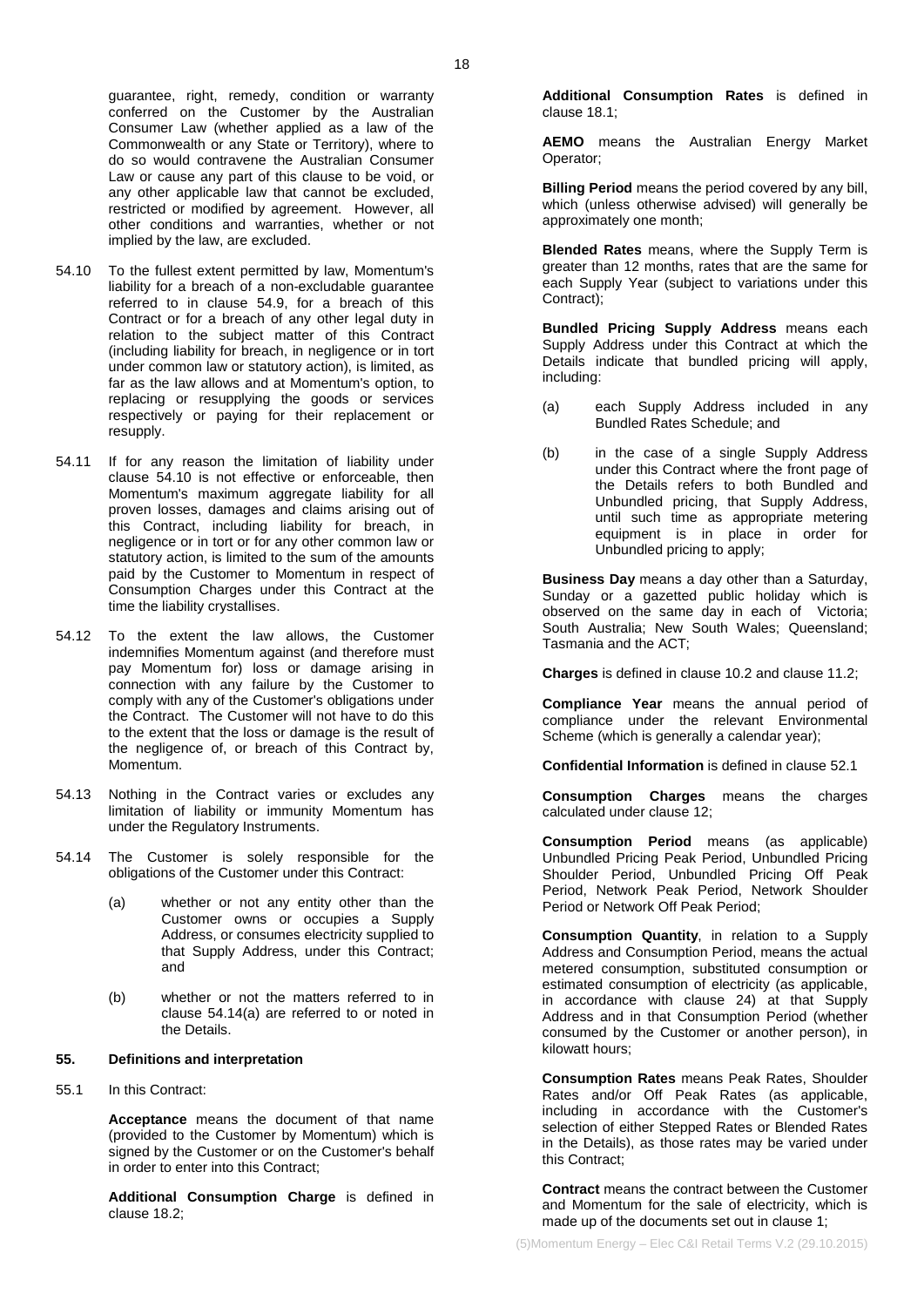guarantee, right, remedy, condition or warranty conferred on the Customer by the Australian Consumer Law (whether applied as a law of the Commonwealth or any State or Territory), where to do so would contravene the Australian Consumer Law or cause any part of this clause to be void, or any other applicable law that cannot be excluded, restricted or modified by agreement. However, all other conditions and warranties, whether or not implied by the law, are excluded.

54.10 To the fullest extent permitted by law, Momentum's liability for a breach of a non-excludable guarantee referred to in clause 54.9, for a breach of this Contract or for a breach of any other legal duty in relation to the subject matter of this Contract (including liability for breach, in negligence or in tort under common law or statutory action), is limited, as far as the law allows and at Momentum's option, to replacing or resupplying the goods or services respectively or paying for their replacement or resupply.

54.11 If for any reason the limitation of liability under clause 54.10 is not effective or enforceable, then Momentum's maximum aggregate liability for all proven losses, damages and claims arising out of this Contract, including liability for breach, in negligence or in tort or for any other common law or statutory action, is limited to the sum of the amounts paid by the Customer to Momentum in respect of Consumption Charges under this Contract at the time the liability crystallises.

54.12 To the extent the law allows, the Customer indemnifies Momentum against (and therefore must pay Momentum for) loss or damage arising in connection with any failure by the Customer to comply with any of the Customer's obligations under the Contract. The Customer will not have to do this to the extent that the loss or damage is the result of the negligence of, or breach of this Contract by, Momentum.

54.13 Nothing in the Contract varies or excludes any limitation of liability or immunity Momentum has under the Regulatory Instruments.

54.14 The Customer is solely responsible for the obligations of the Customer under this Contract:

(a) whether or not any entity other than the Customer owns or occupies a Supply Address, or consumes electricity supplied to that Supply Address, under this Contract; and

(b) whether or not the matters referred to in clause 54.14(a) are referred to or noted in the Details.

## 55. Definitions and interpretation

55.1 In this Contract:

**Acceptance** means the document of that name (provided to the Customer by Momentum) which is signed by the Customer or on the Customer's behalf in order to enter into this Contract;

**Additional Consumption Charge** is defined in clause 18.2;

**Additional Consumption Rates** is defined in clause 18.1;

**AEMO** means the Australian Energy Market Operator;

**Billing Period** means the period covered by any bill, which (unless otherwise advised) will generally be approximately one month;

**Blended Rates** means, where the Supply Term is greater than 12 months, rates that are the same for each Supply Year (subject to variations under this Contract);

**Bundled Pricing Supply Address** means each Supply Address under this Contract at which the Details indicate that bundled pricing will apply, including:

(a) each Supply Address included in any Bundled Rates Schedule; and

(b) in the case of a single Supply Address under this Contract where the front page of the Details refers to both Bundled and Unbundled pricing, that Supply Address, until such time as appropriate metering equipment is in place in order for Unbundled pricing to apply;

**Business Day** means a day other than a Saturday, Sunday or a gazetted public holiday which is observed on the same day in each of Victoria; South Australia; New South Wales; Queensland; Tasmania and the ACT;

**Charges** is defined in clause 10.2 and clause 11.2;

**Compliance Year** means the annual period of compliance under the relevant Environmental Scheme (which is generally a calendar year);

**Confidential Information** is defined in clause 52.1

**Consumption Charges** means the charges calculated under clause 12;

**Consumption Period** means (as applicable) Unbundled Pricing Peak Period, Unbundled Pricing Shoulder Period, Unbundled Pricing Off Peak Period, Network Peak Period, Network Shoulder Period or Network Off Peak Period;

**Consumption Quantity**, in relation to a Supply Address and Consumption Period, means the actual metered consumption, substituted consumption or estimated consumption of electricity (as applicable, in accordance with clause 24) at that Supply Address and in that Consumption Period (whether consumed by the Customer or another person), in kilowatt hours;

**Consumption Rates** means Peak Rates, Shoulder Rates and/or Off Peak Rates (as applicable, including in accordance with the Customer's selection of either Stepped Rates or Blended Rates in the Details), as those rates may be varied under this Contract;

**Contract** means the contract between the Customer and Momentum for the sale of electricity, which is made up of the documents set out in clause 1;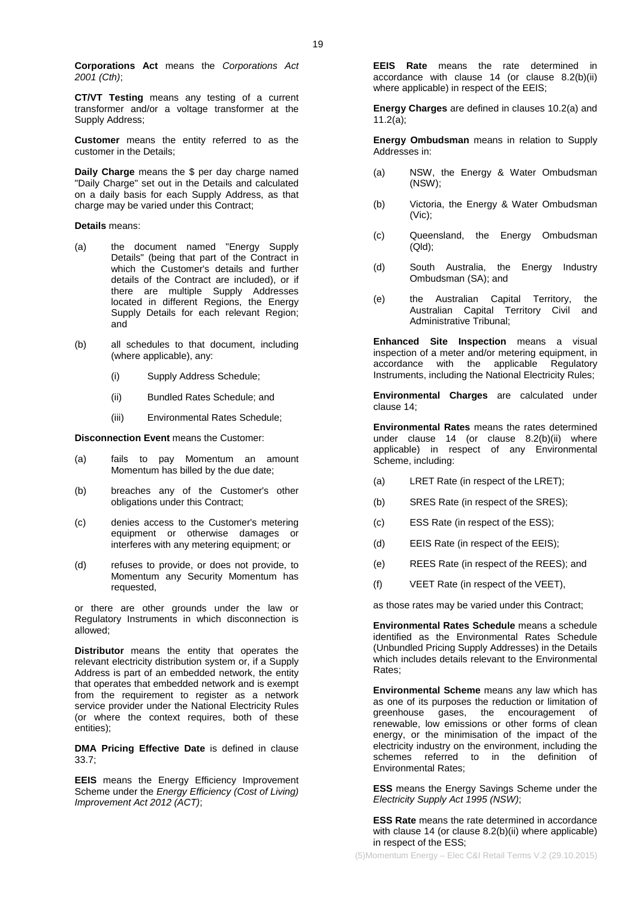**Corporations Act** means the *Corporations Act 2001 (Cth)*;

**CT/VT Testing** means any testing of a current transformer and/or a voltage transformer at the Supply Address;

**Customer** means the entity referred to as the customer in the Details;

**Daily Charge** means the $ per day charge named "Daily Charge" set out in the Details and calculated on a daily basis for each Supply Address, as that charge may be varied under this Contract;

**Details** means:

(a) the document named "Energy Supply Details" (being that part of the Contract in which the Customer's details and further details of the Contract are included), or if there are multiple Supply Addresses located in different Regions, the Energy Supply Details for each relevant Region; and

(b) all schedules to that document, including (where applicable), any:

  (i) Supply Address Schedule;

  (ii) Bundled Rates Schedule; and

  (iii) Environmental Rates Schedule;

**Disconnection Event** means the Customer:

(a) fails to pay Momentum an amount Momentum has billed by the due date;

(b) breaches any of the Customer's other obligations under this Contract;

(c) denies access to the Customer's metering equipment or otherwise damages or interferes with any metering equipment; or

(d) refuses to provide, or does not provide, to Momentum any Security Momentum has requested,

or there are other grounds under the law or Regulatory Instruments in which disconnection is allowed;

**Distributor** means the entity that operates the relevant electricity distribution system or, if a Supply Address is part of an embedded network, the entity that operates that embedded network and is exempt from the requirement to register as a network service provider under the National Electricity Rules (or where the context requires, both of these entities);

**DMA Pricing Effective Date** is defined in clause 33.7;

**EEIS** means the Energy Efficiency Improvement Scheme under the *Energy Efficiency (Cost of Living) Improvement Act 2012 (ACT)*;

**EEIS Rate** means the rate determined in accordance with clause 14 (or clause 8.2(b)(ii) where applicable) in respect of the EEIS;

**Energy Charges** are defined in clauses 10.2(a) and 11.2(a);

**Energy Ombudsman** means in relation to Supply Addresses in:

(a) NSW, the Energy & Water Ombudsman (NSW);

(b) Victoria, the Energy & Water Ombudsman (Vic);

(c) Queensland, the Energy Ombudsman (Qld);

(d) South Australia, the Energy Industry Ombudsman (SA); and

(e) the Australian Capital Territory, the Australian Capital Territory Civil and Administrative Tribunal;

**Enhanced Site Inspection** means a visual inspection of a meter and/or metering equipment, in accordance with the applicable Regulatory Instruments, including the National Electricity Rules;

**Environmental Charges** are calculated under clause 14;

**Environmental Rates** means the rates determined under clause 14 (or clause 8.2(b)(ii) where applicable) in respect of any Environmental Scheme, including:

(a) LRET Rate (in respect of the LRET);

(b) SRES Rate (in respect of the SRES);

(c) ESS Rate (in respect of the ESS);

(d) EEIS Rate (in respect of the EEIS);

(e) REES Rate (in respect of the REES); and

(f) VEET Rate (in respect of the VEET),

as those rates may be varied under this Contract;

**Environmental Rates Schedule** means a schedule identified as the Environmental Rates Schedule (Unbundled Pricing Supply Addresses) in the Details which includes details relevant to the Environmental Rates;

**Environmental Scheme** means any law which has as one of its purposes the reduction or limitation of greenhouse gases, the encouragement of renewable, low emissions or other forms of clean energy, or the minimisation of the impact of the electricity industry on the environment, including the schemes referred to in the definition of Environmental Rates;

**ESS** means the Energy Savings Scheme under the *Electricity Supply Act 1995 (NSW)*;

**ESS Rate** means the rate determined in accordance with clause 14 (or clause 8.2(b)(ii) where applicable) in respect of the ESS;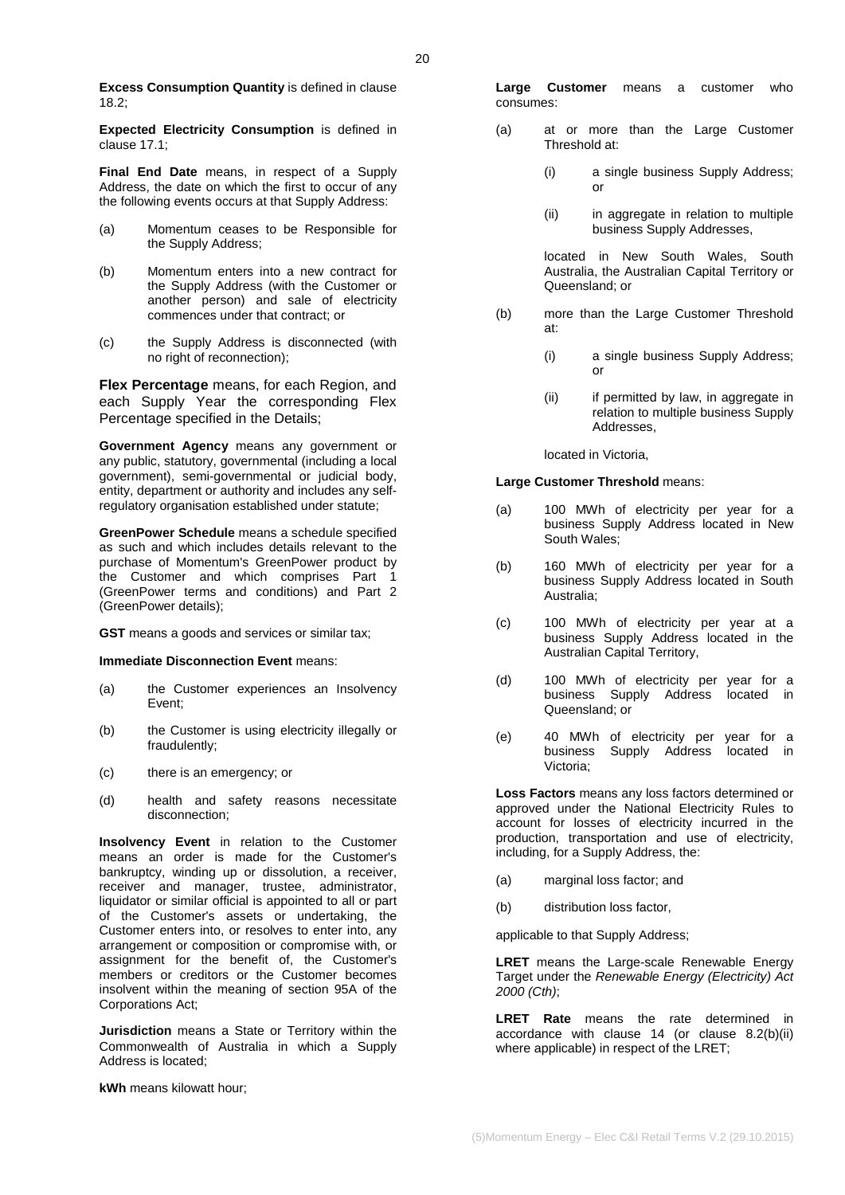**Excess Consumption Quantity** is defined in clause 18.2;

**Expected Electricity Consumption** is defined in clause 17.1;

**Final End Date** means, in respect of a Supply Address, the date on which the first to occur of any the following events occurs at that Supply Address:

(a) Momentum ceases to be Responsible for the Supply Address;

(b) Momentum enters into a new contract for the Supply Address (with the Customer or another person) and sale of electricity commences under that contract; or

(c) the Supply Address is disconnected (with no right of reconnection);

**Flex Percentage** means, for each Region, and each Supply Year the corresponding Flex Percentage specified in the Details;

**Government Agency** means any government or any public, statutory, governmental (including a local government), semi-governmental or judicial body, entity, department or authority and includes any self-regulatory organisation established under statute;

**GreenPower Schedule** means a schedule specified as such and which includes details relevant to the purchase of Momentum's GreenPower product by the Customer and which comprises Part 1 (GreenPower terms and conditions) and Part 2 (GreenPower details);

**GST** means a goods and services or similar tax;

**Immediate Disconnection Event** means:

(a) the Customer experiences an Insolvency Event;

(b) the Customer is using electricity illegally or fraudulently;

(c) there is an emergency; or

(d) health and safety reasons necessitate disconnection;

**Insolvency Event** in relation to the Customer means an order is made for the Customer's bankruptcy, winding up or dissolution, a receiver, receiver and manager, trustee, administrator, liquidator or similar official is appointed to all or part of the Customer's assets or undertaking, the Customer enters into, or resolves to enter into, any arrangement or composition or compromise with, or assignment for the benefit of, the Customer's members or creditors or the Customer becomes insolvent within the meaning of section 95A of the Corporations Act;

**Jurisdiction** means a State or Territory within the Commonwealth of Australia in which a Supply Address is located;

**kWh** means kilowatt hour;

**Large Customer** means a customer who consumes:

(a) at or more than the Large Customer Threshold at:

 (i) a single business Supply Address; or

 (ii) in aggregate in relation to multiple business Supply Addresses,

 located in New South Wales, South Australia, the Australian Capital Territory or Queensland; or

(b) more than the Large Customer Threshold at:

 (i) a single business Supply Address; or

 (ii) if permitted by law, in aggregate in relation to multiple business Supply Addresses,

 located in Victoria,

**Large Customer Threshold** means:

(a) 100 MWh of electricity per year for a business Supply Address located in New South Wales;

(b) 160 MWh of electricity per year for a business Supply Address located in South Australia;

(c) 100 MWh of electricity per year at a business Supply Address located in the Australian Capital Territory,

(d) 100 MWh of electricity per year for a business Supply Address located in Queensland; or

(e) 40 MWh of electricity per year for a business Supply Address located in Victoria;

**Loss Factors** means any loss factors determined or approved under the National Electricity Rules to account for losses of electricity incurred in the production, transportation and use of electricity, including, for a Supply Address, the:

(a) marginal loss factor; and

(b) distribution loss factor,

applicable to that Supply Address;

**LRET** means the Large-scale Renewable Energy Target under the *Renewable Energy (Electricity) Act 2000 (Cth)*;

**LRET Rate** means the rate determined in accordance with clause 14 (or clause 8.2(b)(ii) where applicable) in respect of the LRET;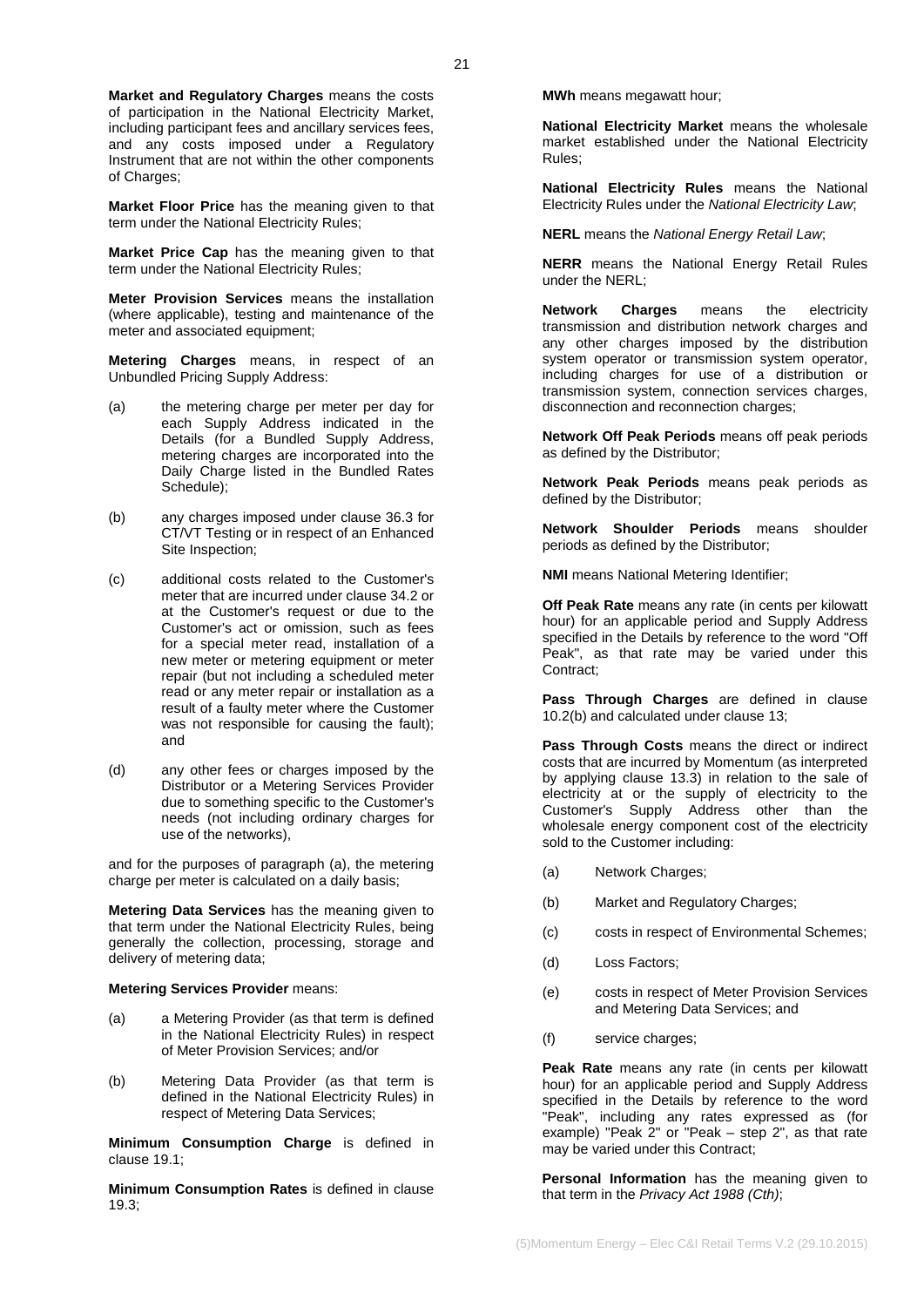**Market and Regulatory Charges** means the costs of participation in the National Electricity Market, including participant fees and ancillary services fees, and any costs imposed under a Regulatory Instrument that are not within the other components of Charges;

**Market Floor Price** has the meaning given to that term under the National Electricity Rules;

**Market Price Cap** has the meaning given to that term under the National Electricity Rules;

**Meter Provision Services** means the installation (where applicable), testing and maintenance of the meter and associated equipment;

**Metering Charges** means, in respect of an Unbundled Pricing Supply Address:

(a) the metering charge per meter per day for each Supply Address indicated in the Details (for a Bundled Supply Address, metering charges are incorporated into the Daily Charge listed in the Bundled Rates Schedule);

(b) any charges imposed under clause 36.3 for CT/VT Testing or in respect of an Enhanced Site Inspection;

(c) additional costs related to the Customer's meter that are incurred under clause 34.2 or at the Customer's request or due to the Customer's act or omission, such as fees for a special meter read, installation of a new meter or metering equipment or meter repair (but not including a scheduled meter read or any meter repair or installation as a result of a faulty meter where the Customer was not responsible for causing the fault); and

(d) any other fees or charges imposed by the Distributor or a Metering Services Provider due to something specific to the Customer's needs (not including ordinary charges for use of the networks),

and for the purposes of paragraph (a), the metering charge per meter is calculated on a daily basis;

**Metering Data Services** has the meaning given to that term under the National Electricity Rules, being generally the collection, processing, storage and delivery of metering data;

**Metering Services Provider** means:

(a) a Metering Provider (as that term is defined in the National Electricity Rules) in respect of Meter Provision Services; and/or

(b) Metering Data Provider (as that term is defined in the National Electricity Rules) in respect of Metering Data Services;

**Minimum Consumption Charge** is defined in clause 19.1;

**Minimum Consumption Rates** is defined in clause 19.3;

**MWh** means megawatt hour;

**National Electricity Market** means the wholesale market established under the National Electricity Rules;

**National Electricity Rules** means the National Electricity Rules under the *National Electricity Law*;

**NERL** means the *National Energy Retail Law*;

**NERR** means the National Energy Retail Rules under the NERL;

**Network Charges** means the electricity transmission and distribution network charges and any other charges imposed by the distribution system operator or transmission system operator, including charges for use of a distribution or transmission system, connection services charges, disconnection and reconnection charges;

**Network Off Peak Periods** means off peak periods as defined by the Distributor;

**Network Peak Periods** means peak periods as defined by the Distributor;

**Network Shoulder Periods** means shoulder periods as defined by the Distributor;

**NMI** means National Metering Identifier;

**Off Peak Rate** means any rate (in cents per kilowatt hour) for an applicable period and Supply Address specified in the Details by reference to the word "Off Peak", as that rate may be varied under this Contract;

**Pass Through Charges** are defined in clause 10.2(b) and calculated under clause 13;

**Pass Through Costs** means the direct or indirect costs that are incurred by Momentum (as interpreted by applying clause 13.3) in relation to the sale of electricity at or the supply of electricity to the Customer's Supply Address other than the wholesale energy component cost of the electricity sold to the Customer including:

(a) Network Charges;

(b) Market and Regulatory Charges;

(c) costs in respect of Environmental Schemes;

(d) Loss Factors;

(e) costs in respect of Meter Provision Services and Metering Data Services; and

(f) service charges;

**Peak Rate** means any rate (in cents per kilowatt hour) for an applicable period and Supply Address specified in the Details by reference to the word "Peak", including any rates expressed as (for example) "Peak 2" or "Peak – step 2", as that rate may be varied under this Contract;

**Personal Information** has the meaning given to that term in the *Privacy Act 1988 (Cth)*;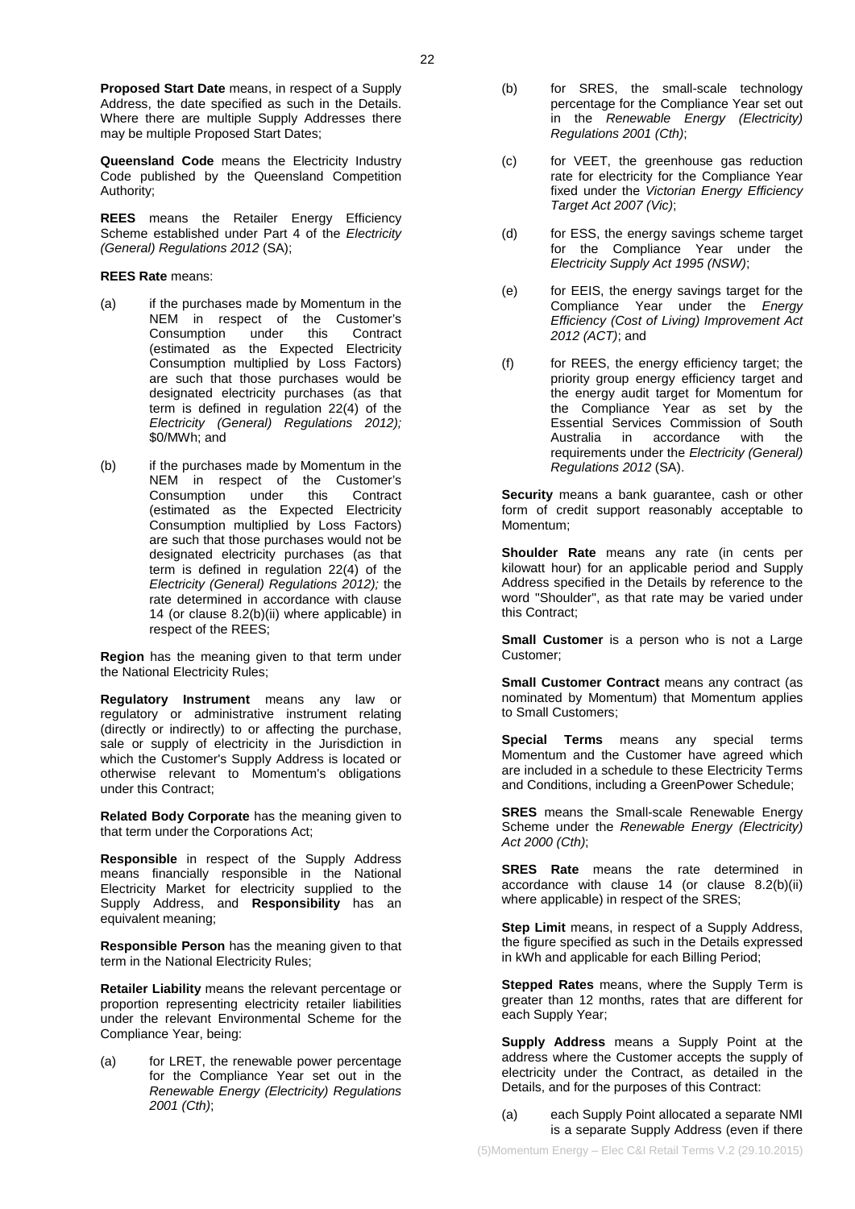**Proposed Start Date** means, in respect of a Supply Address, the date specified as such in the Details. Where there are multiple Supply Addresses there may be multiple Proposed Start Dates;

**Queensland Code** means the Electricity Industry Code published by the Queensland Competition Authority;

**REES** means the Retailer Energy Efficiency Scheme established under Part 4 of the *Electricity (General) Regulations 2012* (SA);

**REES Rate** means:

(a) if the purchases made by Momentum in the NEM in respect of the Customer's Consumption under this Contract (estimated as the Expected Electricity Consumption multiplied by Loss Factors) are such that those purchases would be designated electricity purchases (as that term is defined in regulation 22(4) of the *Electricity (General) Regulations 2012);* $0/MWh; and

(b) if the purchases made by Momentum in the NEM in respect of the Customer's Consumption under this Contract (estimated as the Expected Electricity Consumption multiplied by Loss Factors) are such that those purchases would not be designated electricity purchases (as that term is defined in regulation 22(4) of the *Electricity (General) Regulations 2012);* the rate determined in accordance with clause 14 (or clause 8.2(b)(ii) where applicable) in respect of the REES;

**Region** has the meaning given to that term under the National Electricity Rules;

**Regulatory Instrument** means any law or regulatory or administrative instrument relating (directly or indirectly) to or affecting the purchase, sale or supply of electricity in the Jurisdiction in which the Customer's Supply Address is located or otherwise relevant to Momentum's obligations under this Contract;

**Related Body Corporate** has the meaning given to that term under the Corporations Act;

**Responsible** in respect of the Supply Address means financially responsible in the National Electricity Market for electricity supplied to the Supply Address, and **Responsibility** has an equivalent meaning;

**Responsible Person** has the meaning given to that term in the National Electricity Rules;

**Retailer Liability** means the relevant percentage or proportion representing electricity retailer liabilities under the relevant Environmental Scheme for the Compliance Year, being:

(a) for LRET, the renewable power percentage for the Compliance Year set out in the *Renewable Energy (Electricity) Regulations 2001 (Cth)*;

(b) for SRES, the small-scale technology percentage for the Compliance Year set out in the *Renewable Energy (Electricity) Regulations 2001 (Cth)*;

(c) for VEET, the greenhouse gas reduction rate for electricity for the Compliance Year fixed under the *Victorian Energy Efficiency Target Act 2007 (Vic)*;

(d) for ESS, the energy savings scheme target for the Compliance Year under the *Electricity Supply Act 1995 (NSW)*;

(e) for EEIS, the energy savings target for the Compliance Year under the *Energy Efficiency (Cost of Living) Improvement Act 2012 (ACT)*; and

(f) for REES, the energy efficiency target; the priority group energy efficiency target and the energy audit target for Momentum for the Compliance Year as set by the Essential Services Commission of South Australia in accordance with the requirements under the *Electricity (General) Regulations 2012* (SA).

**Security** means a bank guarantee, cash or other form of credit support reasonably acceptable to Momentum;

**Shoulder Rate** means any rate (in cents per kilowatt hour) for an applicable period and Supply Address specified in the Details by reference to the word "Shoulder", as that rate may be varied under this Contract;

**Small Customer** is a person who is not a Large Customer;

**Small Customer Contract** means any contract (as nominated by Momentum) that Momentum applies to Small Customers;

**Special Terms** means any special terms Momentum and the Customer have agreed which are included in a schedule to these Electricity Terms and Conditions, including a GreenPower Schedule;

**SRES** means the Small-scale Renewable Energy Scheme under the *Renewable Energy (Electricity) Act 2000 (Cth)*;

**SRES Rate** means the rate determined in accordance with clause 14 (or clause 8.2(b)(ii) where applicable) in respect of the SRES;

**Step Limit** means, in respect of a Supply Address, the figure specified as such in the Details expressed in kWh and applicable for each Billing Period;

**Stepped Rates** means, where the Supply Term is greater than 12 months, rates that are different for each Supply Year;

**Supply Address** means a Supply Point at the address where the Customer accepts the supply of electricity under the Contract, as detailed in the Details, and for the purposes of this Contract:

(a) each Supply Point allocated a separate NMI is a separate Supply Address (even if there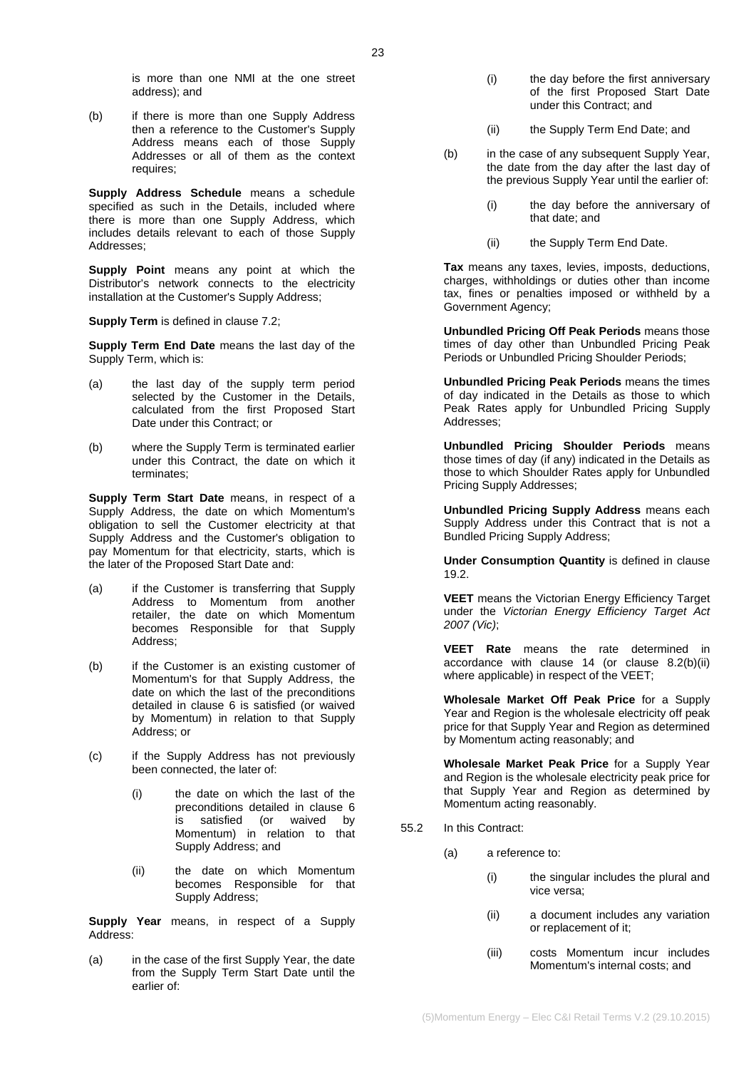is more than one NMI at the one street address); and

(b) if there is more than one Supply Address then a reference to the Customer's Supply Address means each of those Supply Addresses or all of them as the context requires;

**Supply Address Schedule** means a schedule specified as such in the Details, included where there is more than one Supply Address, which includes details relevant to each of those Supply Addresses;

**Supply Point** means any point at which the Distributor's network connects to the electricity installation at the Customer's Supply Address;

**Supply Term** is defined in clause 7.2;

**Supply Term End Date** means the last day of the Supply Term, which is:

(a) the last day of the supply term period selected by the Customer in the Details, calculated from the first Proposed Start Date under this Contract; or

(b) where the Supply Term is terminated earlier under this Contract, the date on which it terminates;

**Supply Term Start Date** means, in respect of a Supply Address, the date on which Momentum's obligation to sell the Customer electricity at that Supply Address and the Customer's obligation to pay Momentum for that electricity, starts, which is the later of the Proposed Start Date and:

(a) if the Customer is transferring that Supply Address to Momentum from another retailer, the date on which Momentum becomes Responsible for that Supply Address;

(b) if the Customer is an existing customer of Momentum's for that Supply Address, the date on which the last of the preconditions detailed in clause 6 is satisfied (or waived by Momentum) in relation to that Supply Address; or

(c) if the Supply Address has not previously been connected, the later of:

   (i) the date on which the last of the preconditions detailed in clause 6 is satisfied (or waived by Momentum) in relation to that Supply Address; and

   (ii) the date on which Momentum becomes Responsible for that Supply Address;

**Supply Year** means, in respect of a Supply Address:

(a) in the case of the first Supply Year, the date from the Supply Term Start Date until the earlier of:

   (i) the day before the first anniversary of the first Proposed Start Date under this Contract; and

   (ii) the Supply Term End Date; and

(b) in the case of any subsequent Supply Year, the date from the day after the last day of the previous Supply Year until the earlier of:

   (i) the day before the anniversary of that date; and

   (ii) the Supply Term End Date.

**Tax** means any taxes, levies, imposts, deductions, charges, withholdings or duties other than income tax, fines or penalties imposed or withheld by a Government Agency;

**Unbundled Pricing Off Peak Periods** means those times of day other than Unbundled Pricing Peak Periods or Unbundled Pricing Shoulder Periods;

**Unbundled Pricing Peak Periods** means the times of day indicated in the Details as those to which Peak Rates apply for Unbundled Pricing Supply Addresses;

**Unbundled Pricing Shoulder Periods** means those times of day (if any) indicated in the Details as those to which Shoulder Rates apply for Unbundled Pricing Supply Addresses;

**Unbundled Pricing Supply Address** means each Supply Address under this Contract that is not a Bundled Pricing Supply Address;

**Under Consumption Quantity** is defined in clause 19.2.

**VEET** means the Victorian Energy Efficiency Target under the *Victorian Energy Efficiency Target Act 2007 (Vic)*;

**VEET Rate** means the rate determined in accordance with clause 14 (or clause 8.2(b)(ii) where applicable) in respect of the VEET;

**Wholesale Market Off Peak Price** for a Supply Year and Region is the wholesale electricity off peak price for that Supply Year and Region as determined by Momentum acting reasonably; and

**Wholesale Market Peak Price** for a Supply Year and Region is the wholesale electricity peak price for that Supply Year and Region as determined by Momentum acting reasonably.

55.2 In this Contract:

(a) a reference to:

   (i) the singular includes the plural and vice versa;

   (ii) a document includes any variation or replacement of it;

   (iii) costs Momentum incur includes Momentum's internal costs; and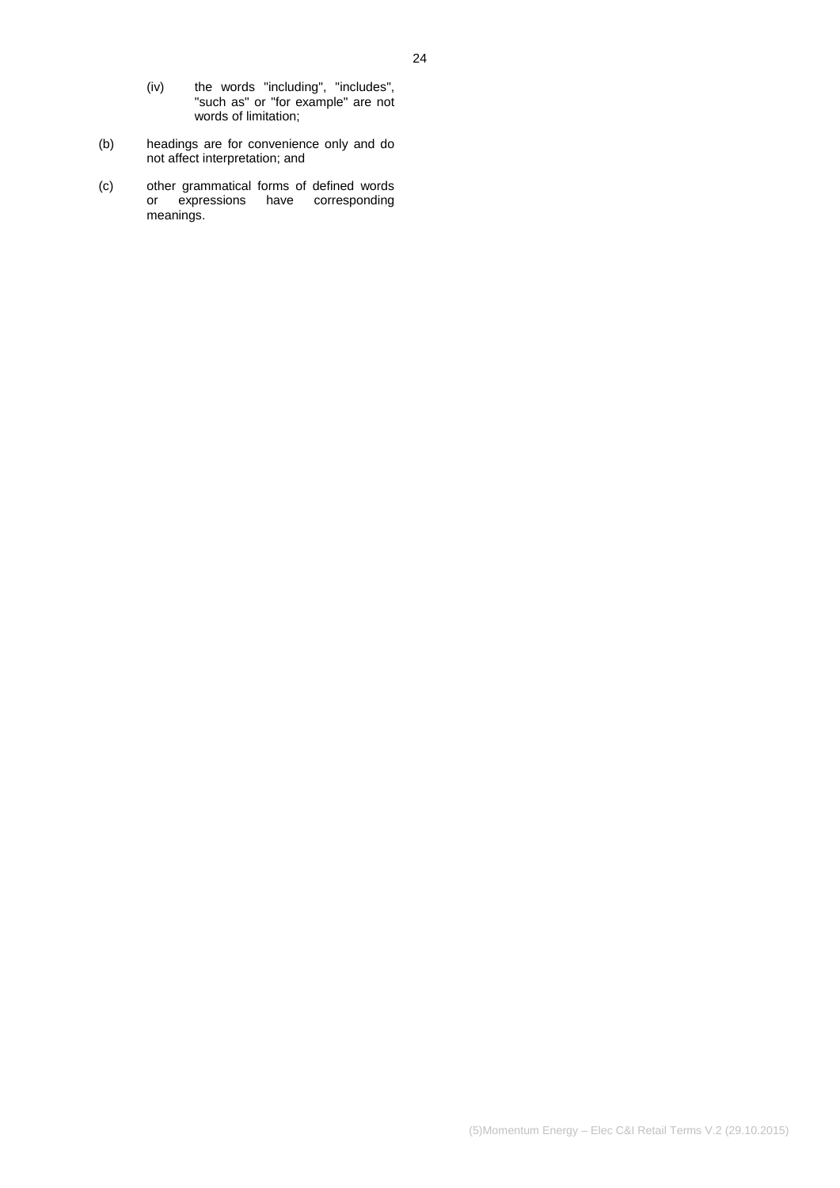(iv) the words "including", "includes", "such as" or "for example" are not words of limitation;

(b) headings are for convenience only and do not affect interpretation; and

(c) other grammatical forms of defined words or expressions have corresponding meanings.